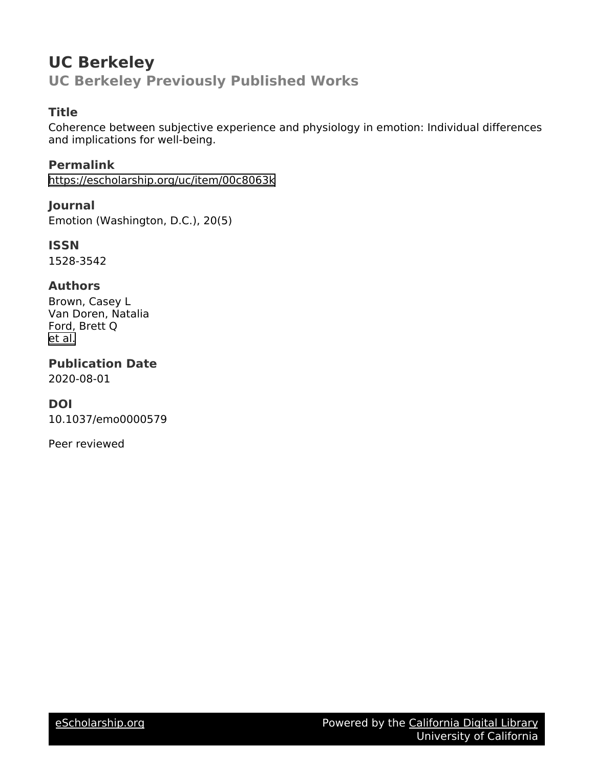# UC Berkeley

## UC Berkeley Previously Published Works

### Title

Coherence between subjective experience and physiology in emotion: Individual differences and implications for well-being.

### Permalink

https://escholarship.org/uc/item/00c8063k

### Journal

Emotion (Washington, D.C.), 20(5)

### ISSN

1528-3542

### Authors

Brown, Casey L
Van Doren, Natalia
Ford, Brett Q
et al.

### Publication Date

2020-08-01

### DOI

10.1037/emo0000579

Peer reviewed

eScholarship.org    Powered by the California Digital Library
University of California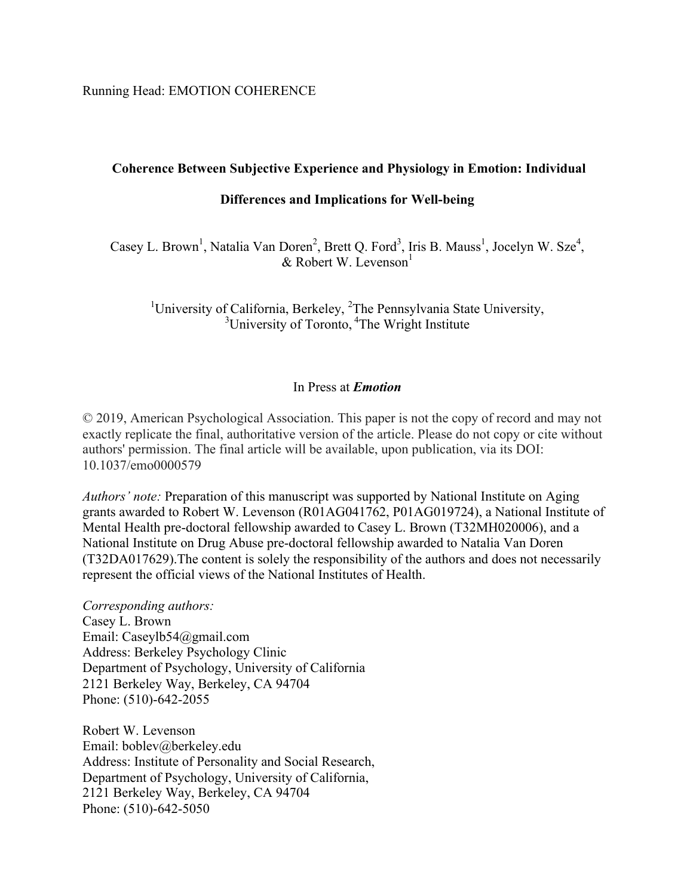Running Head: EMOTION COHERENCE

**Coherence Between Subjective Experience and Physiology in Emotion: Individual Differences and Implications for Well-being**

Casey L. Brown[1], Natalia Van Doren[2], Brett Q. Ford[3], Iris B. Mauss[1], Jocelyn W. Sze[4], & Robert W. Levenson[1]

[1]University of California, Berkeley, [2]The Pennsylvania State University, [3]University of Toronto, [4]The Wright Institute

In Press at ***Emotion***

© 2019, American Psychological Association. This paper is not the copy of record and may not exactly replicate the final, authoritative version of the article. Please do not copy or cite without authors' permission. The final article will be available, upon publication, via its DOI: 10.1037/emo0000579

*Authors' note:* Preparation of this manuscript was supported by National Institute on Aging grants awarded to Robert W. Levenson (R01AG041762, P01AG019724), a National Institute of Mental Health pre-doctoral fellowship awarded to Casey L. Brown (T32MH020006), and a National Institute on Drug Abuse pre-doctoral fellowship awarded to Natalia Van Doren (T32DA017629).The content is solely the responsibility of the authors and does not necessarily represent the official views of the National Institutes of Health.

*Corresponding authors:*
Casey L. Brown
Email: Caseylb54@gmail.com
Address: Berkeley Psychology Clinic
Department of Psychology, University of California
2121 Berkeley Way, Berkeley, CA 94704
Phone: (510)-642-2055

Robert W. Levenson
Email: boblev@berkeley.edu
Address: Institute of Personality and Social Research,
Department of Psychology, University of California,
2121 Berkeley Way, Berkeley, CA 94704
Phone: (510)-642-5050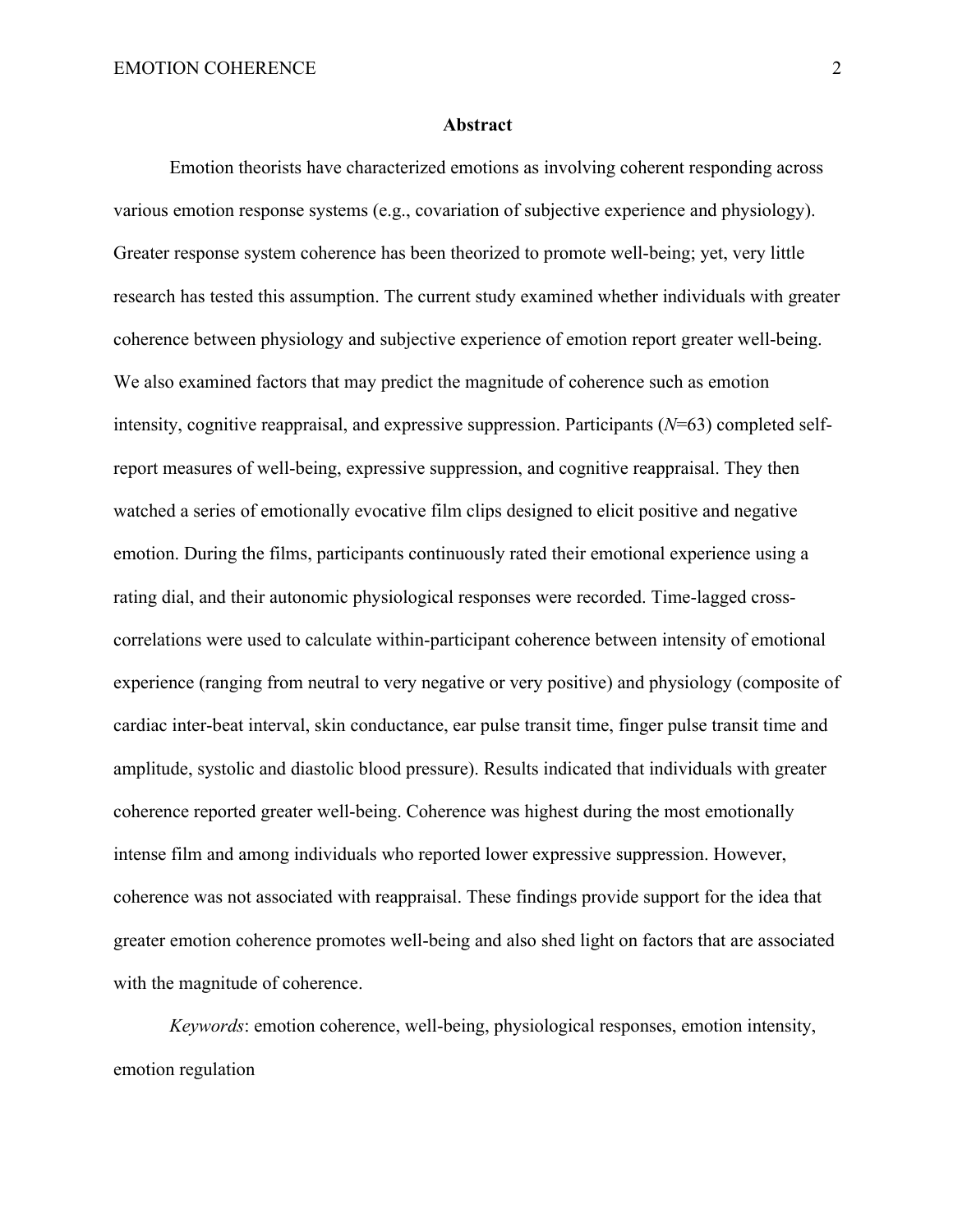## Abstract

Emotion theorists have characterized emotions as involving coherent responding across various emotion response systems (e.g., covariation of subjective experience and physiology). Greater response system coherence has been theorized to promote well-being; yet, very little research has tested this assumption. The current study examined whether individuals with greater coherence between physiology and subjective experience of emotion report greater well-being. We also examined factors that may predict the magnitude of coherence such as emotion intensity, cognitive reappraisal, and expressive suppression. Participants (*N*=63) completed self-report measures of well-being, expressive suppression, and cognitive reappraisal. They then watched a series of emotionally evocative film clips designed to elicit positive and negative emotion. During the films, participants continuously rated their emotional experience using a rating dial, and their autonomic physiological responses were recorded. Time-lagged cross-correlations were used to calculate within-participant coherence between intensity of emotional experience (ranging from neutral to very negative or very positive) and physiology (composite of cardiac inter-beat interval, skin conductance, ear pulse transit time, finger pulse transit time and amplitude, systolic and diastolic blood pressure). Results indicated that individuals with greater coherence reported greater well-being. Coherence was highest during the most emotionally intense film and among individuals who reported lower expressive suppression. However, coherence was not associated with reappraisal. These findings provide support for the idea that greater emotion coherence promotes well-being and also shed light on factors that are associated with the magnitude of coherence.

*Keywords*: emotion coherence, well-being, physiological responses, emotion intensity, emotion regulation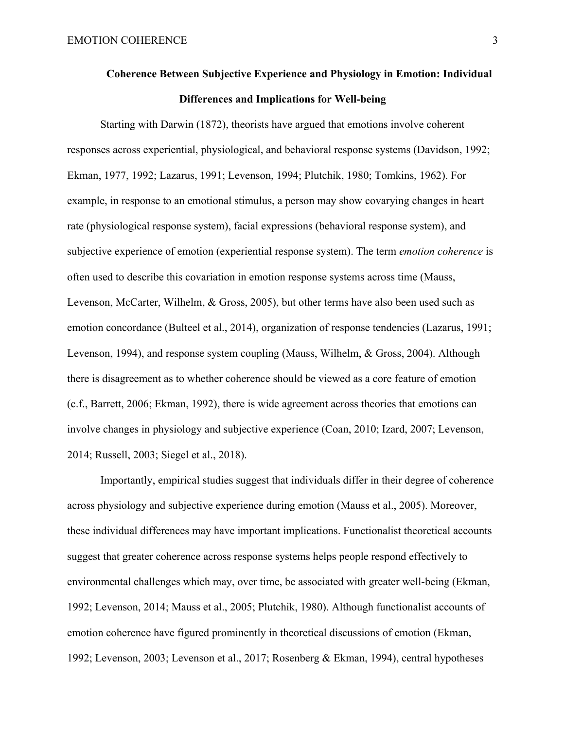## Coherence Between Subjective Experience and Physiology in Emotion: Individual Differences and Implications for Well-being

Starting with Darwin (1872), theorists have argued that emotions involve coherent responses across experiential, physiological, and behavioral response systems (Davidson, 1992; Ekman, 1977, 1992; Lazarus, 1991; Levenson, 1994; Plutchik, 1980; Tomkins, 1962). For example, in response to an emotional stimulus, a person may show covarying changes in heart rate (physiological response system), facial expressions (behavioral response system), and subjective experience of emotion (experiential response system). The term *emotion coherence* is often used to describe this covariation in emotion response systems across time (Mauss, Levenson, McCarter, Wilhelm, & Gross, 2005), but other terms have also been used such as emotion concordance (Bulteel et al., 2014), organization of response tendencies (Lazarus, 1991; Levenson, 1994), and response system coupling (Mauss, Wilhelm, & Gross, 2004). Although there is disagreement as to whether coherence should be viewed as a core feature of emotion (c.f., Barrett, 2006; Ekman, 1992), there is wide agreement across theories that emotions can involve changes in physiology and subjective experience (Coan, 2010; Izard, 2007; Levenson, 2014; Russell, 2003; Siegel et al., 2018).

Importantly, empirical studies suggest that individuals differ in their degree of coherence across physiology and subjective experience during emotion (Mauss et al., 2005). Moreover, these individual differences may have important implications. Functionalist theoretical accounts suggest that greater coherence across response systems helps people respond effectively to environmental challenges which may, over time, be associated with greater well-being (Ekman, 1992; Levenson, 2014; Mauss et al., 2005; Plutchik, 1980). Although functionalist accounts of emotion coherence have figured prominently in theoretical discussions of emotion (Ekman, 1992; Levenson, 2003; Levenson et al., 2017; Rosenberg & Ekman, 1994), central hypotheses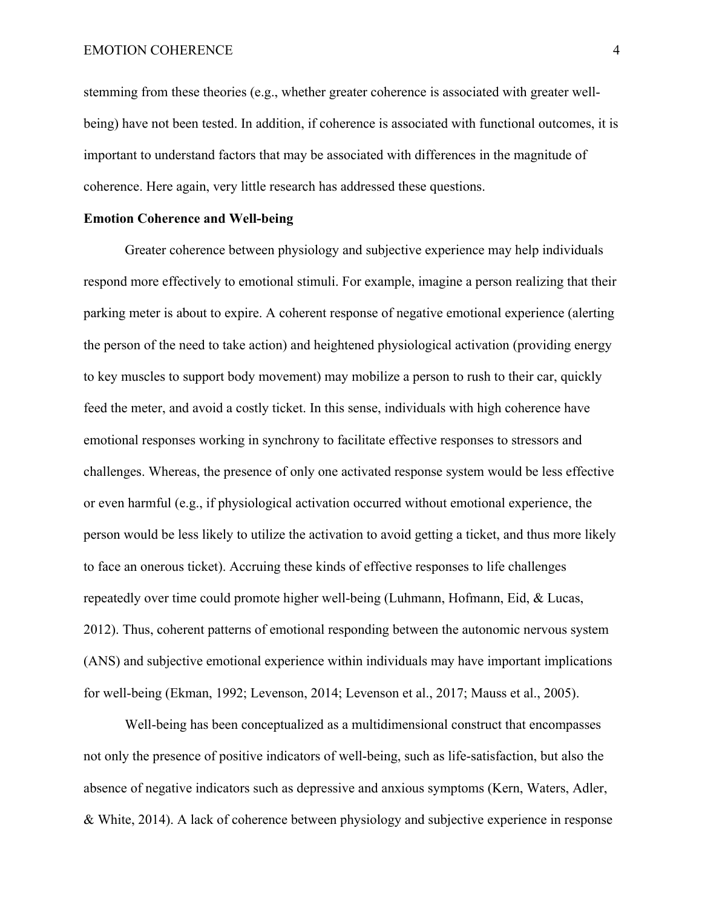stemming from these theories (e.g., whether greater coherence is associated with greater well-being) have not been tested. In addition, if coherence is associated with functional outcomes, it is important to understand factors that may be associated with differences in the magnitude of coherence. Here again, very little research has addressed these questions.

### Emotion Coherence and Well-being

Greater coherence between physiology and subjective experience may help individuals respond more effectively to emotional stimuli. For example, imagine a person realizing that their parking meter is about to expire. A coherent response of negative emotional experience (alerting the person of the need to take action) and heightened physiological activation (providing energy to key muscles to support body movement) may mobilize a person to rush to their car, quickly feed the meter, and avoid a costly ticket. In this sense, individuals with high coherence have emotional responses working in synchrony to facilitate effective responses to stressors and challenges. Whereas, the presence of only one activated response system would be less effective or even harmful (e.g., if physiological activation occurred without emotional experience, the person would be less likely to utilize the activation to avoid getting a ticket, and thus more likely to face an onerous ticket). Accruing these kinds of effective responses to life challenges repeatedly over time could promote higher well-being (Luhmann, Hofmann, Eid, & Lucas, 2012). Thus, coherent patterns of emotional responding between the autonomic nervous system (ANS) and subjective emotional experience within individuals may have important implications for well-being (Ekman, 1992; Levenson, 2014; Levenson et al., 2017; Mauss et al., 2005).

Well-being has been conceptualized as a multidimensional construct that encompasses not only the presence of positive indicators of well-being, such as life-satisfaction, but also the absence of negative indicators such as depressive and anxious symptoms (Kern, Waters, Adler, & White, 2014). A lack of coherence between physiology and subjective experience in response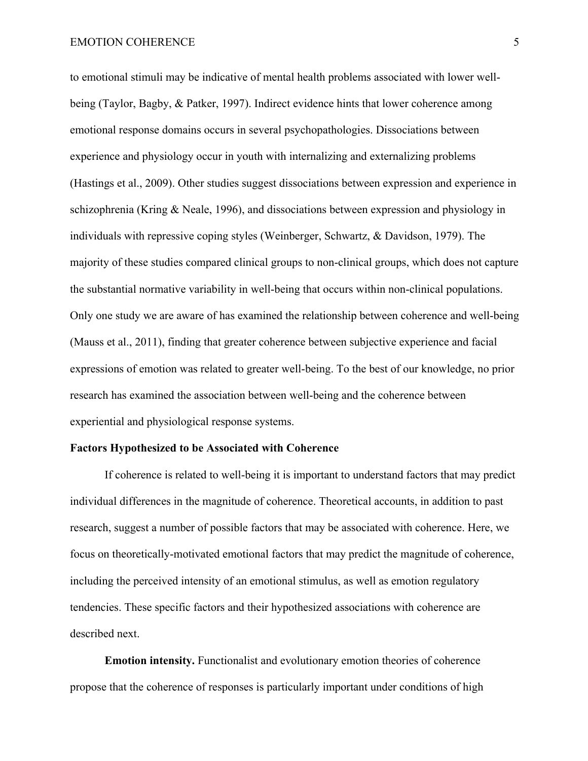to emotional stimuli may be indicative of mental health problems associated with lower well-being (Taylor, Bagby, & Patker, 1997). Indirect evidence hints that lower coherence among emotional response domains occurs in several psychopathologies. Dissociations between experience and physiology occur in youth with internalizing and externalizing problems (Hastings et al., 2009). Other studies suggest dissociations between expression and experience in schizophrenia (Kring & Neale, 1996), and dissociations between expression and physiology in individuals with repressive coping styles (Weinberger, Schwartz, & Davidson, 1979). The majority of these studies compared clinical groups to non-clinical groups, which does not capture the substantial normative variability in well-being that occurs within non-clinical populations. Only one study we are aware of has examined the relationship between coherence and well-being (Mauss et al., 2011), finding that greater coherence between subjective experience and facial expressions of emotion was related to greater well-being. To the best of our knowledge, no prior research has examined the association between well-being and the coherence between experiential and physiological response systems.

## Factors Hypothesized to be Associated with Coherence

If coherence is related to well-being it is important to understand factors that may predict individual differences in the magnitude of coherence. Theoretical accounts, in addition to past research, suggest a number of possible factors that may be associated with coherence. Here, we focus on theoretically-motivated emotional factors that may predict the magnitude of coherence, including the perceived intensity of an emotional stimulus, as well as emotion regulatory tendencies. These specific factors and their hypothesized associations with coherence are described next.

**Emotion intensity.** Functionalist and evolutionary emotion theories of coherence propose that the coherence of responses is particularly important under conditions of high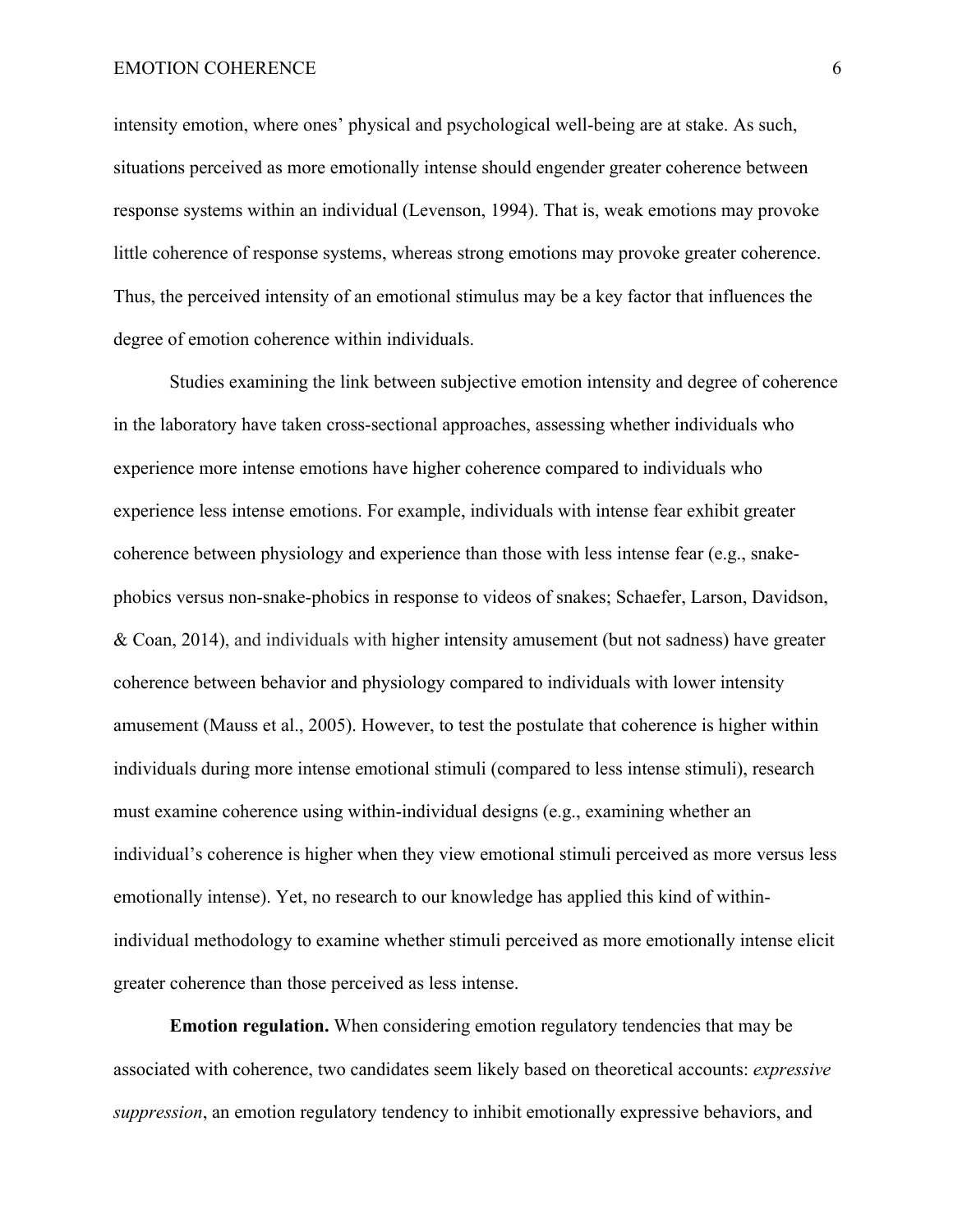intensity emotion, where ones' physical and psychological well-being are at stake. As such, situations perceived as more emotionally intense should engender greater coherence between response systems within an individual (Levenson, 1994). That is, weak emotions may provoke little coherence of response systems, whereas strong emotions may provoke greater coherence. Thus, the perceived intensity of an emotional stimulus may be a key factor that influences the degree of emotion coherence within individuals.

Studies examining the link between subjective emotion intensity and degree of coherence in the laboratory have taken cross-sectional approaches, assessing whether individuals who experience more intense emotions have higher coherence compared to individuals who experience less intense emotions. For example, individuals with intense fear exhibit greater coherence between physiology and experience than those with less intense fear (e.g., snake-phobics versus non-snake-phobics in response to videos of snakes; Schaefer, Larson, Davidson, & Coan, 2014), and individuals with higher intensity amusement (but not sadness) have greater coherence between behavior and physiology compared to individuals with lower intensity amusement (Mauss et al., 2005). However, to test the postulate that coherence is higher within individuals during more intense emotional stimuli (compared to less intense stimuli), research must examine coherence using within-individual designs (e.g., examining whether an individual's coherence is higher when they view emotional stimuli perceived as more versus less emotionally intense). Yet, no research to our knowledge has applied this kind of within-individual methodology to examine whether stimuli perceived as more emotionally intense elicit greater coherence than those perceived as less intense.

**Emotion regulation.** When considering emotion regulatory tendencies that may be associated with coherence, two candidates seem likely based on theoretical accounts: *expressive suppression*, an emotion regulatory tendency to inhibit emotionally expressive behaviors, and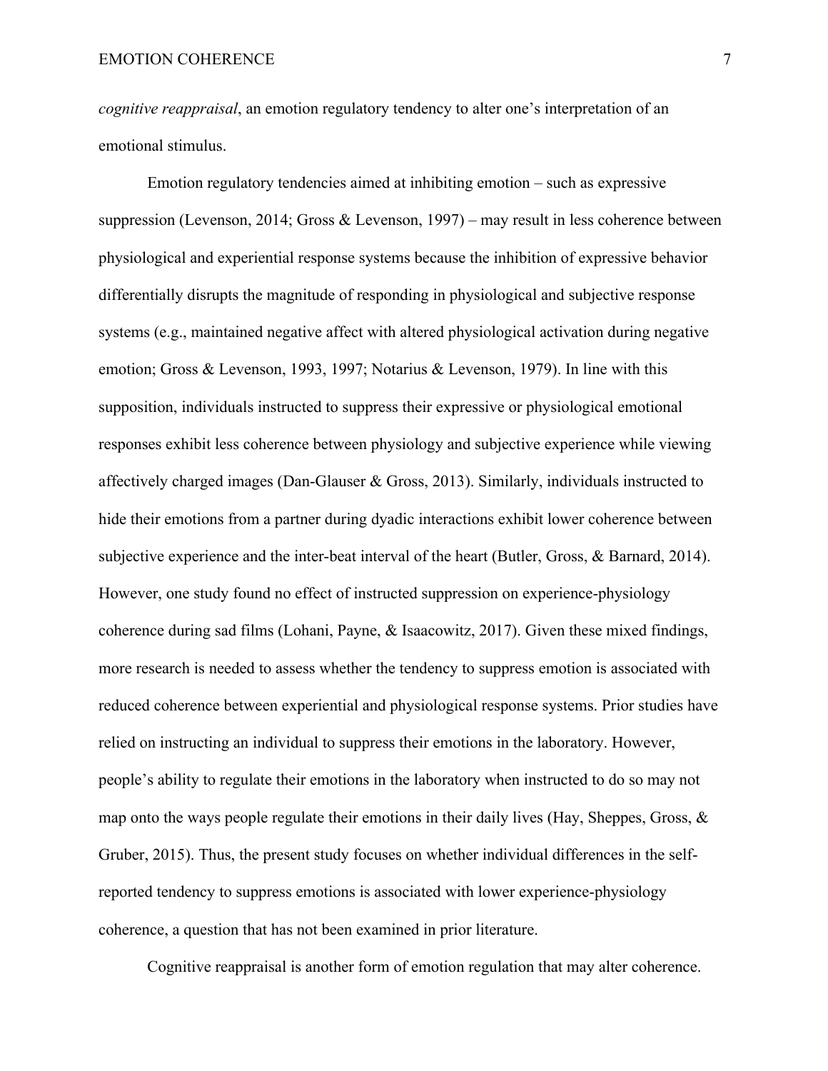*cognitive reappraisal*, an emotion regulatory tendency to alter one's interpretation of an emotional stimulus.

Emotion regulatory tendencies aimed at inhibiting emotion – such as expressive suppression (Levenson, 2014; Gross & Levenson, 1997) – may result in less coherence between physiological and experiential response systems because the inhibition of expressive behavior differentially disrupts the magnitude of responding in physiological and subjective response systems (e.g., maintained negative affect with altered physiological activation during negative emotion; Gross & Levenson, 1993, 1997; Notarius & Levenson, 1979). In line with this supposition, individuals instructed to suppress their expressive or physiological emotional responses exhibit less coherence between physiology and subjective experience while viewing affectively charged images (Dan-Glauser & Gross, 2013). Similarly, individuals instructed to hide their emotions from a partner during dyadic interactions exhibit lower coherence between subjective experience and the inter-beat interval of the heart (Butler, Gross, & Barnard, 2014). However, one study found no effect of instructed suppression on experience-physiology coherence during sad films (Lohani, Payne, & Isaacowitz, 2017). Given these mixed findings, more research is needed to assess whether the tendency to suppress emotion is associated with reduced coherence between experiential and physiological response systems. Prior studies have relied on instructing an individual to suppress their emotions in the laboratory. However, people's ability to regulate their emotions in the laboratory when instructed to do so may not map onto the ways people regulate their emotions in their daily lives (Hay, Sheppes, Gross, & Gruber, 2015). Thus, the present study focuses on whether individual differences in the self-reported tendency to suppress emotions is associated with lower experience-physiology coherence, a question that has not been examined in prior literature.

Cognitive reappraisal is another form of emotion regulation that may alter coherence.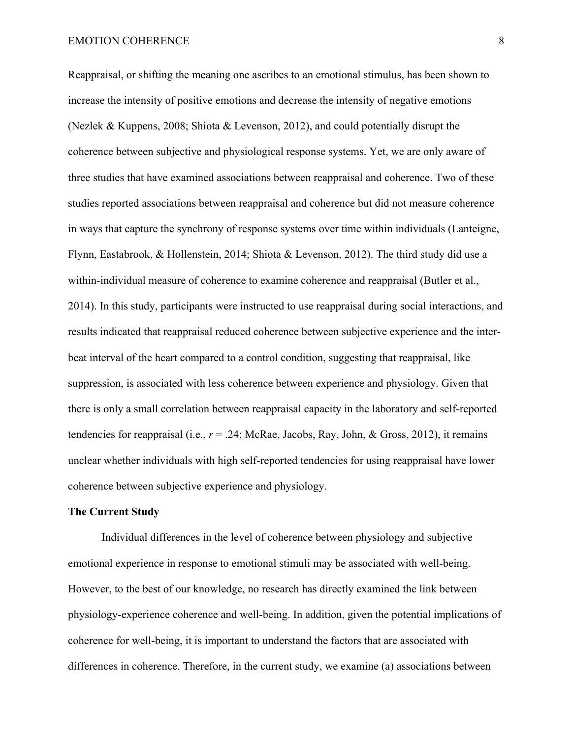Reappraisal, or shifting the meaning one ascribes to an emotional stimulus, has been shown to increase the intensity of positive emotions and decrease the intensity of negative emotions (Nezlek & Kuppens, 2008; Shiota & Levenson, 2012), and could potentially disrupt the coherence between subjective and physiological response systems. Yet, we are only aware of three studies that have examined associations between reappraisal and coherence. Two of these studies reported associations between reappraisal and coherence but did not measure coherence in ways that capture the synchrony of response systems over time within individuals (Lanteigne, Flynn, Eastabrook, & Hollenstein, 2014; Shiota & Levenson, 2012). The third study did use a within-individual measure of coherence to examine coherence and reappraisal (Butler et al., 2014). In this study, participants were instructed to use reappraisal during social interactions, and results indicated that reappraisal reduced coherence between subjective experience and the inter-beat interval of the heart compared to a control condition, suggesting that reappraisal, like suppression, is associated with less coherence between experience and physiology. Given that there is only a small correlation between reappraisal capacity in the laboratory and self-reported tendencies for reappraisal (i.e., $r = .24$; McRae, Jacobs, Ray, John, & Gross, 2012), it remains unclear whether individuals with high self-reported tendencies for using reappraisal have lower coherence between subjective experience and physiology.

### The Current Study

Individual differences in the level of coherence between physiology and subjective emotional experience in response to emotional stimuli may be associated with well-being. However, to the best of our knowledge, no research has directly examined the link between physiology-experience coherence and well-being. In addition, given the potential implications of coherence for well-being, it is important to understand the factors that are associated with differences in coherence. Therefore, in the current study, we examine (a) associations between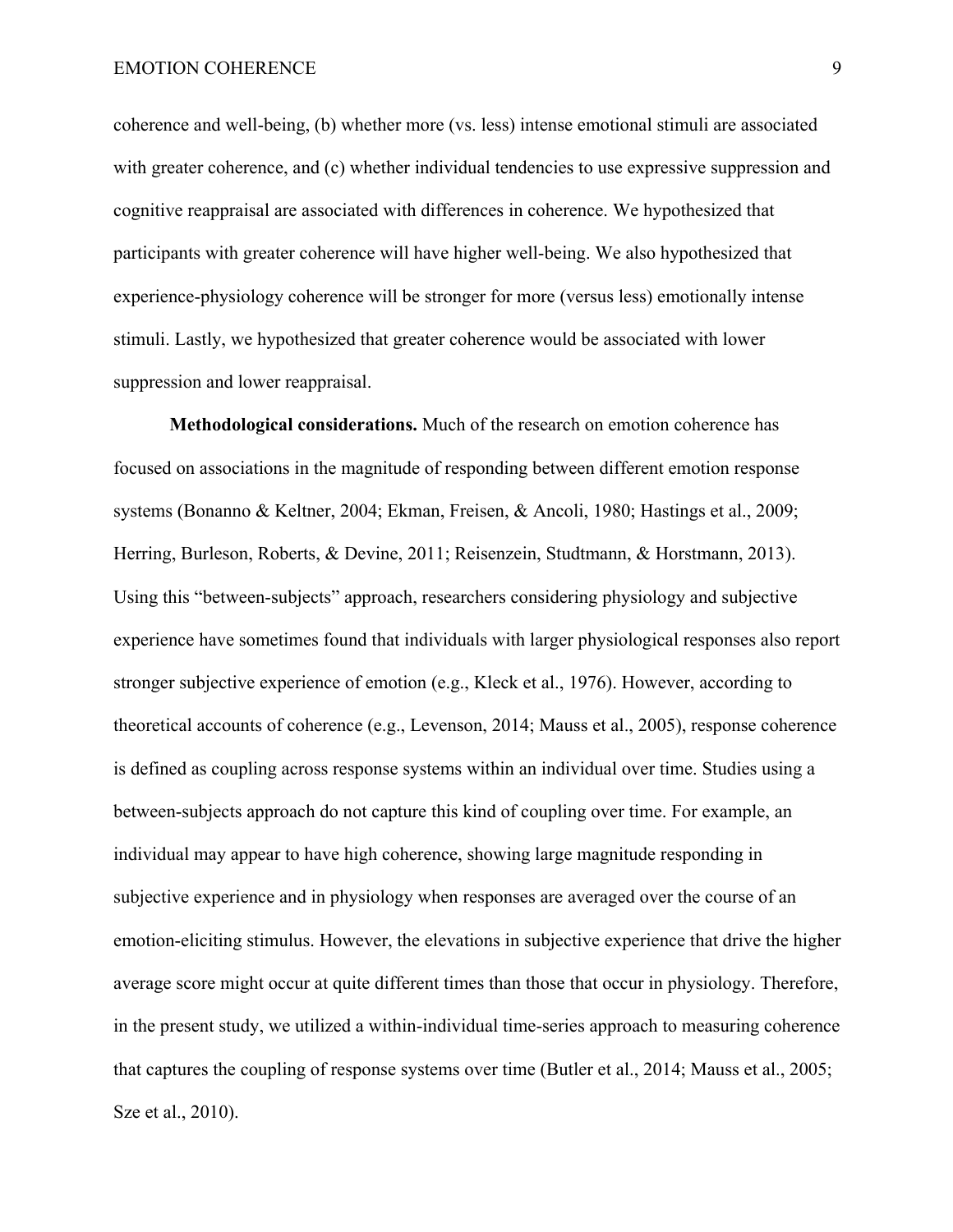coherence and well-being, (b) whether more (vs. less) intense emotional stimuli are associated with greater coherence, and (c) whether individual tendencies to use expressive suppression and cognitive reappraisal are associated with differences in coherence. We hypothesized that participants with greater coherence will have higher well-being. We also hypothesized that experience-physiology coherence will be stronger for more (versus less) emotionally intense stimuli. Lastly, we hypothesized that greater coherence would be associated with lower suppression and lower reappraisal.

**Methodological considerations.** Much of the research on emotion coherence has focused on associations in the magnitude of responding between different emotion response systems (Bonanno & Keltner, 2004; Ekman, Freisen, & Ancoli, 1980; Hastings et al., 2009; Herring, Burleson, Roberts, & Devine, 2011; Reisenzein, Studtmann, & Horstmann, 2013). Using this "between-subjects" approach, researchers considering physiology and subjective experience have sometimes found that individuals with larger physiological responses also report stronger subjective experience of emotion (e.g., Kleck et al., 1976). However, according to theoretical accounts of coherence (e.g., Levenson, 2014; Mauss et al., 2005), response coherence is defined as coupling across response systems within an individual over time. Studies using a between-subjects approach do not capture this kind of coupling over time. For example, an individual may appear to have high coherence, showing large magnitude responding in subjective experience and in physiology when responses are averaged over the course of an emotion-eliciting stimulus. However, the elevations in subjective experience that drive the higher average score might occur at quite different times than those that occur in physiology. Therefore, in the present study, we utilized a within-individual time-series approach to measuring coherence that captures the coupling of response systems over time (Butler et al., 2014; Mauss et al., 2005; Sze et al., 2010).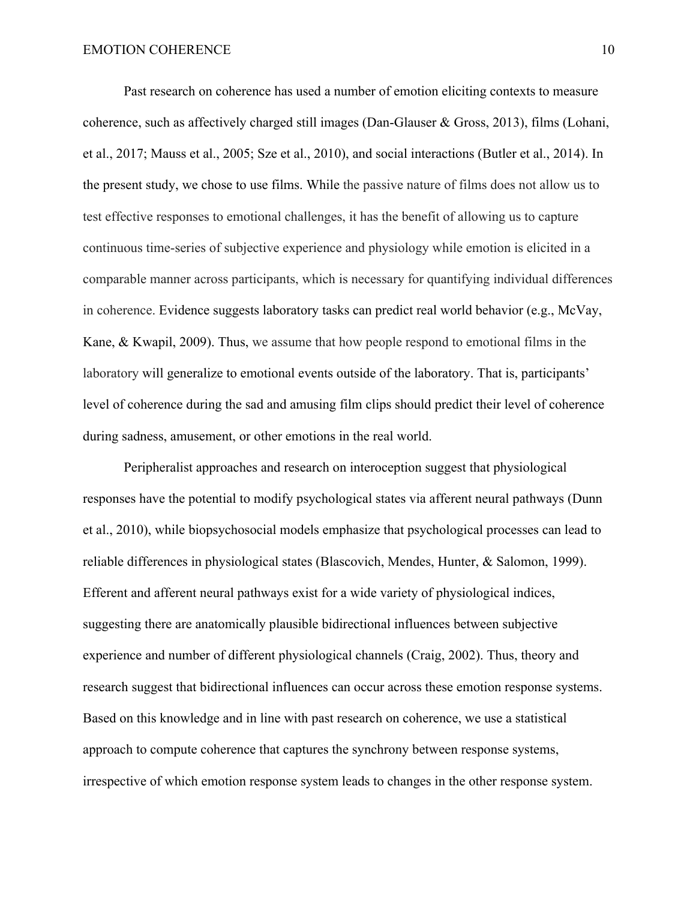Past research on coherence has used a number of emotion eliciting contexts to measure coherence, such as affectively charged still images (Dan-Glauser & Gross, 2013), films (Lohani, et al., 2017; Mauss et al., 2005; Sze et al., 2010), and social interactions (Butler et al., 2014). In the present study, we chose to use films. While the passive nature of films does not allow us to test effective responses to emotional challenges, it has the benefit of allowing us to capture continuous time-series of subjective experience and physiology while emotion is elicited in a comparable manner across participants, which is necessary for quantifying individual differences in coherence. Evidence suggests laboratory tasks can predict real world behavior (e.g., McVay, Kane, & Kwapil, 2009). Thus, we assume that how people respond to emotional films in the laboratory will generalize to emotional events outside of the laboratory. That is, participants' level of coherence during the sad and amusing film clips should predict their level of coherence during sadness, amusement, or other emotions in the real world.

Peripheralist approaches and research on interoception suggest that physiological responses have the potential to modify psychological states via afferent neural pathways (Dunn et al., 2010), while biopsychosocial models emphasize that psychological processes can lead to reliable differences in physiological states (Blascovich, Mendes, Hunter, & Salomon, 1999). Efferent and afferent neural pathways exist for a wide variety of physiological indices, suggesting there are anatomically plausible bidirectional influences between subjective experience and number of different physiological channels (Craig, 2002). Thus, theory and research suggest that bidirectional influences can occur across these emotion response systems. Based on this knowledge and in line with past research on coherence, we use a statistical approach to compute coherence that captures the synchrony between response systems, irrespective of which emotion response system leads to changes in the other response system.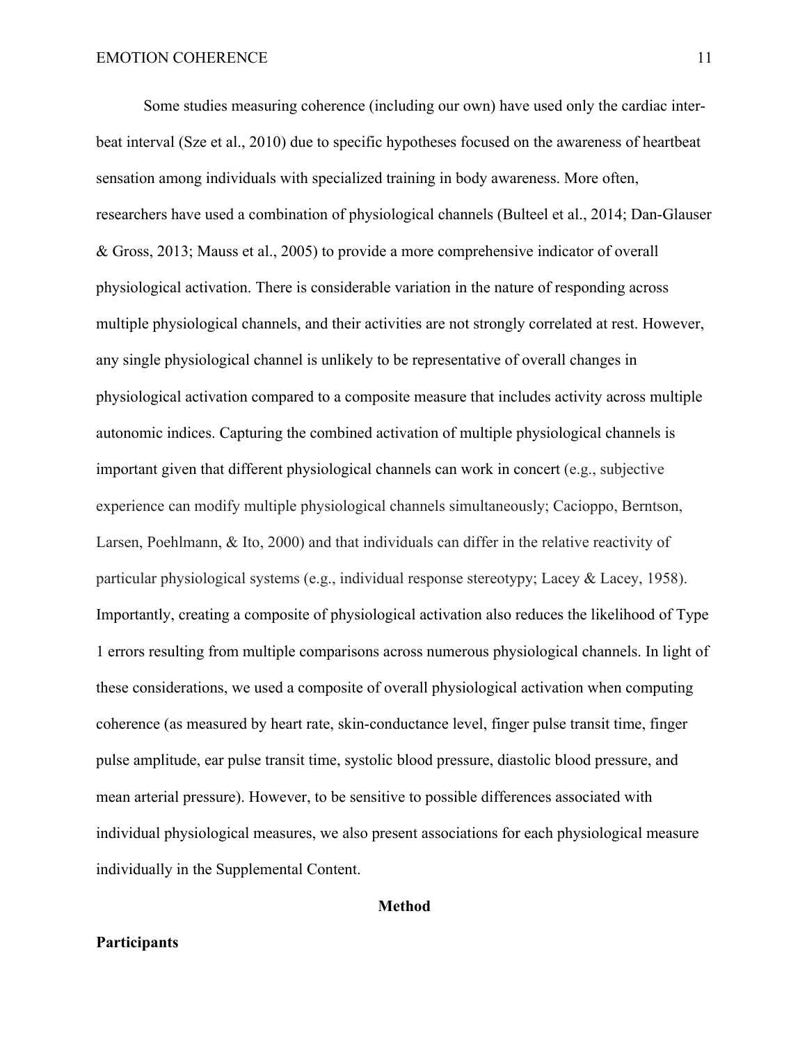Some studies measuring coherence (including our own) have used only the cardiac inter-beat interval (Sze et al., 2010) due to specific hypotheses focused on the awareness of heartbeat sensation among individuals with specialized training in body awareness. More often, researchers have used a combination of physiological channels (Bulteel et al., 2014; Dan-Glauser & Gross, 2013; Mauss et al., 2005) to provide a more comprehensive indicator of overall physiological activation. There is considerable variation in the nature of responding across multiple physiological channels, and their activities are not strongly correlated at rest. However, any single physiological channel is unlikely to be representative of overall changes in physiological activation compared to a composite measure that includes activity across multiple autonomic indices. Capturing the combined activation of multiple physiological channels is important given that different physiological channels can work in concert (e.g., subjective experience can modify multiple physiological channels simultaneously; Cacioppo, Berntson, Larsen, Poehlmann, & Ito, 2000) and that individuals can differ in the relative reactivity of particular physiological systems (e.g., individual response stereotypy; Lacey & Lacey, 1958). Importantly, creating a composite of physiological activation also reduces the likelihood of Type 1 errors resulting from multiple comparisons across numerous physiological channels. In light of these considerations, we used a composite of overall physiological activation when computing coherence (as measured by heart rate, skin-conductance level, finger pulse transit time, finger pulse amplitude, ear pulse transit time, systolic blood pressure, diastolic blood pressure, and mean arterial pressure). However, to be sensitive to possible differences associated with individual physiological measures, we also present associations for each physiological measure individually in the Supplemental Content.

# Method

## Participants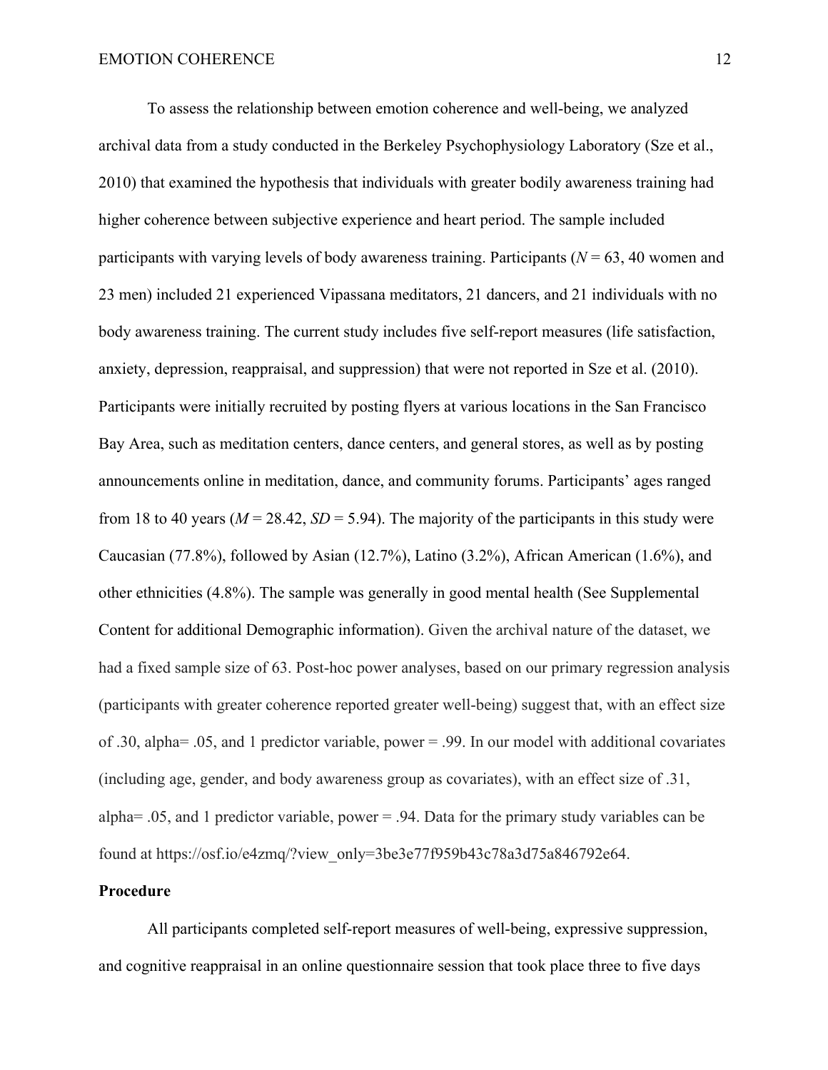To assess the relationship between emotion coherence and well-being, we analyzed archival data from a study conducted in the Berkeley Psychophysiology Laboratory (Sze et al., 2010) that examined the hypothesis that individuals with greater bodily awareness training had higher coherence between subjective experience and heart period. The sample included participants with varying levels of body awareness training. Participants ($N$ = 63, 40 women and 23 men) included 21 experienced Vipassana meditators, 21 dancers, and 21 individuals with no body awareness training. The current study includes five self-report measures (life satisfaction, anxiety, depression, reappraisal, and suppression) that were not reported in Sze et al. (2010). Participants were initially recruited by posting flyers at various locations in the San Francisco Bay Area, such as meditation centers, dance centers, and general stores, as well as by posting announcements online in meditation, dance, and community forums. Participants' ages ranged from 18 to 40 years ($M$ = 28.42, $SD$ = 5.94). The majority of the participants in this study were Caucasian (77.8%), followed by Asian (12.7%), Latino (3.2%), African American (1.6%), and other ethnicities (4.8%). The sample was generally in good mental health (See Supplemental Content for additional Demographic information). Given the archival nature of the dataset, we had a fixed sample size of 63. Post-hoc power analyses, based on our primary regression analysis (participants with greater coherence reported greater well-being) suggest that, with an effect size of .30, alpha= .05, and 1 predictor variable, power = .99. In our model with additional covariates (including age, gender, and body awareness group as covariates), with an effect size of .31, alpha= .05, and 1 predictor variable, power = .94. Data for the primary study variables can be found at https://osf.io/e4zmq/?view_only=3be3e77f959b43c78a3d75a846792e64.

## Procedure

All participants completed self-report measures of well-being, expressive suppression, and cognitive reappraisal in an online questionnaire session that took place three to five days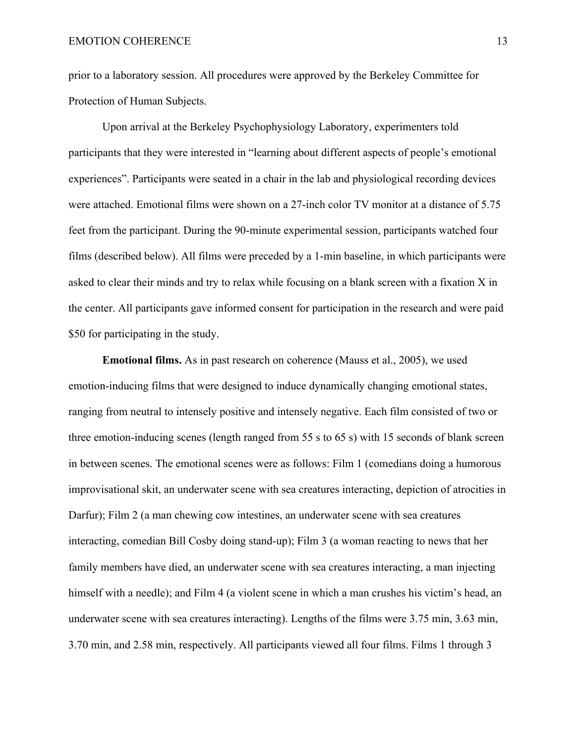prior to a laboratory session. All procedures were approved by the Berkeley Committee for Protection of Human Subjects.

Upon arrival at the Berkeley Psychophysiology Laboratory, experimenters told participants that they were interested in "learning about different aspects of people's emotional experiences". Participants were seated in a chair in the lab and physiological recording devices were attached. Emotional films were shown on a 27-inch color TV monitor at a distance of 5.75 feet from the participant. During the 90-minute experimental session, participants watched four films (described below). All films were preceded by a 1-min baseline, in which participants were asked to clear their minds and try to relax while focusing on a blank screen with a fixation X in the center. All participants gave informed consent for participation in the research and were paid $50 for participating in the study.

**Emotional films.** As in past research on coherence (Mauss et al., 2005), we used emotion-inducing films that were designed to induce dynamically changing emotional states, ranging from neutral to intensely positive and intensely negative. Each film consisted of two or three emotion-inducing scenes (length ranged from 55 s to 65 s) with 15 seconds of blank screen in between scenes. The emotional scenes were as follows: Film 1 (comedians doing a humorous improvisational skit, an underwater scene with sea creatures interacting, depiction of atrocities in Darfur); Film 2 (a man chewing cow intestines, an underwater scene with sea creatures interacting, comedian Bill Cosby doing stand-up); Film 3 (a woman reacting to news that her family members have died, an underwater scene with sea creatures interacting, a man injecting himself with a needle); and Film 4 (a violent scene in which a man crushes his victim's head, an underwater scene with sea creatures interacting). Lengths of the films were 3.75 min, 3.63 min, 3.70 min, and 2.58 min, respectively. All participants viewed all four films. Films 1 through 3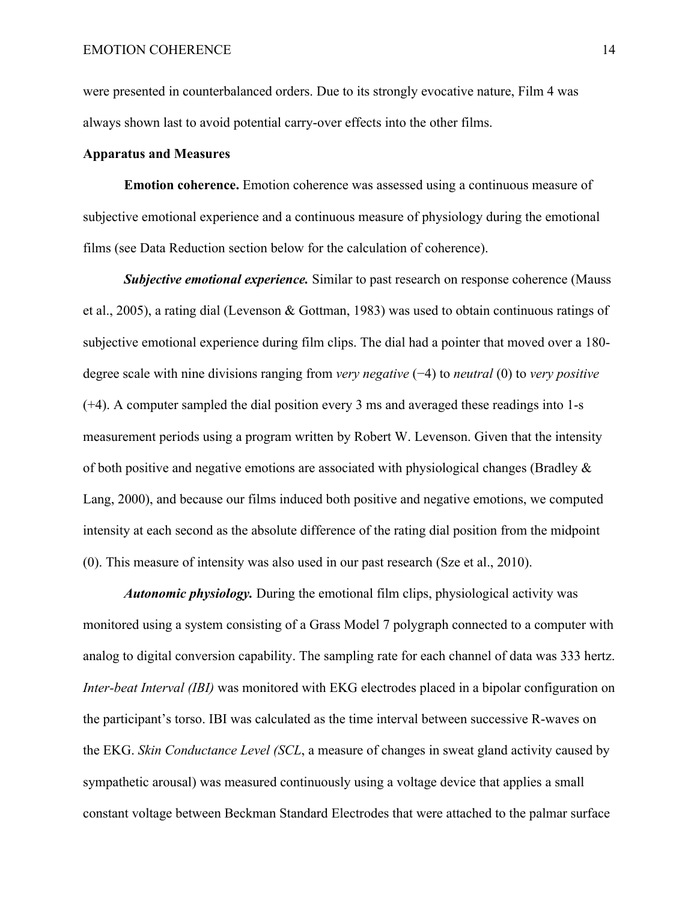were presented in counterbalanced orders. Due to its strongly evocative nature, Film 4 was always shown last to avoid potential carry-over effects into the other films.

## Apparatus and Measures

**Emotion coherence.** Emotion coherence was assessed using a continuous measure of subjective emotional experience and a continuous measure of physiology during the emotional films (see Data Reduction section below for the calculation of coherence).

***Subjective emotional experience.*** Similar to past research on response coherence (Mauss et al., 2005), a rating dial (Levenson & Gottman, 1983) was used to obtain continuous ratings of subjective emotional experience during film clips. The dial had a pointer that moved over a 180-degree scale with nine divisions ranging from *very negative* (−4) to *neutral* (0) to *very positive* (+4). A computer sampled the dial position every 3 ms and averaged these readings into 1-s measurement periods using a program written by Robert W. Levenson. Given that the intensity of both positive and negative emotions are associated with physiological changes (Bradley & Lang, 2000), and because our films induced both positive and negative emotions, we computed intensity at each second as the absolute difference of the rating dial position from the midpoint (0). This measure of intensity was also used in our past research (Sze et al., 2010).

***Autonomic physiology.*** During the emotional film clips, physiological activity was monitored using a system consisting of a Grass Model 7 polygraph connected to a computer with analog to digital conversion capability. The sampling rate for each channel of data was 333 hertz. *Inter-beat Interval (IBI)* was monitored with EKG electrodes placed in a bipolar configuration on the participant's torso. IBI was calculated as the time interval between successive R-waves on the EKG. *Skin Conductance Level (SCL*, a measure of changes in sweat gland activity caused by sympathetic arousal) was measured continuously using a voltage device that applies a small constant voltage between Beckman Standard Electrodes that were attached to the palmar surface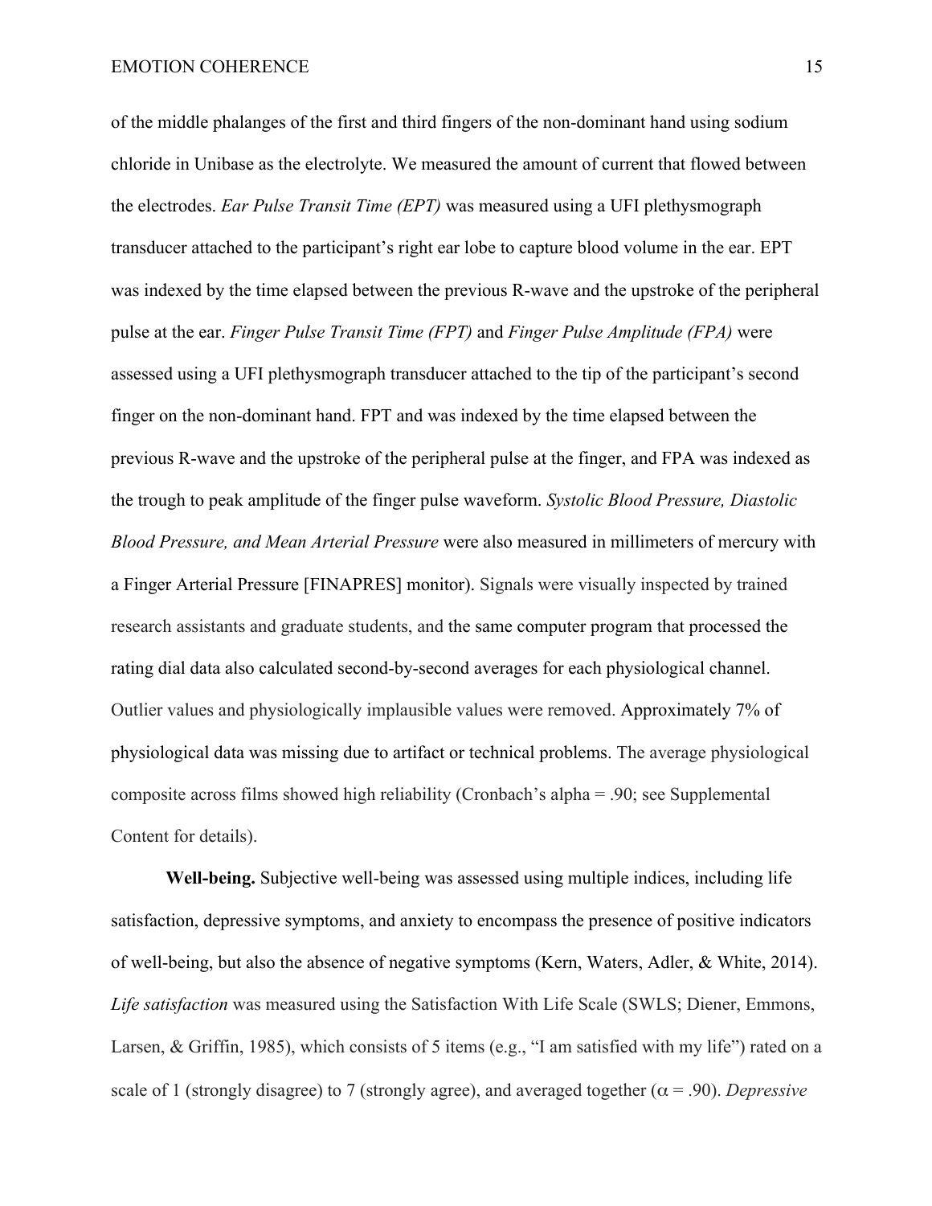of the middle phalanges of the first and third fingers of the non-dominant hand using sodium chloride in Unibase as the electrolyte. We measured the amount of current that flowed between the electrodes. *Ear Pulse Transit Time (EPT)* was measured using a UFI plethysmograph transducer attached to the participant's right ear lobe to capture blood volume in the ear. EPT was indexed by the time elapsed between the previous R-wave and the upstroke of the peripheral pulse at the ear. *Finger Pulse Transit Time (FPT)* and *Finger Pulse Amplitude (FPA)* were assessed using a UFI plethysmograph transducer attached to the tip of the participant's second finger on the non-dominant hand. FPT and was indexed by the time elapsed between the previous R-wave and the upstroke of the peripheral pulse at the finger, and FPA was indexed as the trough to peak amplitude of the finger pulse waveform. *Systolic Blood Pressure, Diastolic Blood Pressure, and Mean Arterial Pressure* were also measured in millimeters of mercury with a Finger Arterial Pressure [FINAPRES] monitor). Signals were visually inspected by trained research assistants and graduate students, and the same computer program that processed the rating dial data also calculated second-by-second averages for each physiological channel. Outlier values and physiologically implausible values were removed. Approximately 7% of physiological data was missing due to artifact or technical problems. The average physiological composite across films showed high reliability (Cronbach's alpha = .90; see Supplemental Content for details).

**Well-being.** Subjective well-being was assessed using multiple indices, including life satisfaction, depressive symptoms, and anxiety to encompass the presence of positive indicators of well-being, but also the absence of negative symptoms (Kern, Waters, Adler, & White, 2014). *Life satisfaction* was measured using the Satisfaction With Life Scale (SWLS; Diener, Emmons, Larsen, & Griffin, 1985), which consists of 5 items (e.g., "I am satisfied with my life") rated on a scale of 1 (strongly disagree) to 7 (strongly agree), and averaged together ($\alpha$ = .90). *Depressive*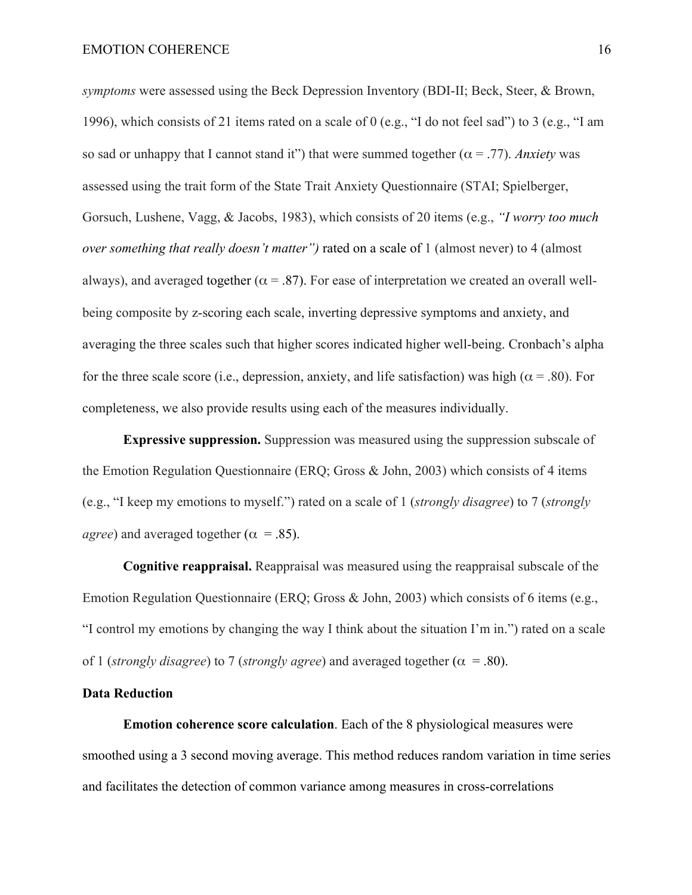*symptoms* were assessed using the Beck Depression Inventory (BDI-II; Beck, Steer, & Brown, 1996), which consists of 21 items rated on a scale of 0 (e.g., "I do not feel sad") to 3 (e.g., "I am so sad or unhappy that I cannot stand it") that were summed together ($\alpha$ = .77). *Anxiety* was assessed using the trait form of the State Trait Anxiety Questionnaire (STAI; Spielberger, Gorsuch, Lushene, Vagg, & Jacobs, 1983), which consists of 20 items (e.g., *"I worry too much over something that really doesn't matter")* rated on a scale of 1 (almost never) to 4 (almost always), and averaged together ($\alpha$ = .87). For ease of interpretation we created an overall well-being composite by z-scoring each scale, inverting depressive symptoms and anxiety, and averaging the three scales such that higher scores indicated higher well-being. Cronbach's alpha for the three scale score (i.e., depression, anxiety, and life satisfaction) was high ($\alpha$ = .80). For completeness, we also provide results using each of the measures individually.

**Expressive suppression.** Suppression was measured using the suppression subscale of the Emotion Regulation Questionnaire (ERQ; Gross & John, 2003) which consists of 4 items (e.g., "I keep my emotions to myself.") rated on a scale of 1 (*strongly disagree*) to 7 (*strongly agree*) and averaged together ($\alpha$ = .85).

**Cognitive reappraisal.** Reappraisal was measured using the reappraisal subscale of the Emotion Regulation Questionnaire (ERQ; Gross & John, 2003) which consists of 6 items (e.g., "I control my emotions by changing the way I think about the situation I'm in.") rated on a scale of 1 (*strongly disagree*) to 7 (*strongly agree*) and averaged together ($\alpha$ = .80).

## Data Reduction

**Emotion coherence score calculation**. Each of the 8 physiological measures were smoothed using a 3 second moving average. This method reduces random variation in time series and facilitates the detection of common variance among measures in cross-correlations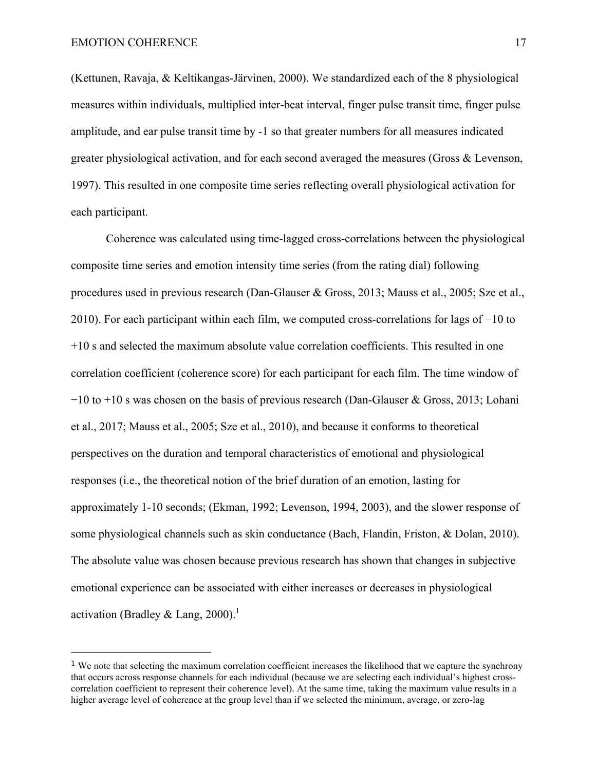(Kettunen, Ravaja, & Keltikangas-Järvinen, 2000). We standardized each of the 8 physiological measures within individuals, multiplied inter-beat interval, finger pulse transit time, finger pulse amplitude, and ear pulse transit time by -1 so that greater numbers for all measures indicated greater physiological activation, and for each second averaged the measures (Gross & Levenson, 1997). This resulted in one composite time series reflecting overall physiological activation for each participant.

Coherence was calculated using time-lagged cross-correlations between the physiological composite time series and emotion intensity time series (from the rating dial) following procedures used in previous research (Dan-Glauser & Gross, 2013; Mauss et al., 2005; Sze et al., 2010). For each participant within each film, we computed cross-correlations for lags of −10 to +10 s and selected the maximum absolute value correlation coefficients. This resulted in one correlation coefficient (coherence score) for each participant for each film. The time window of −10 to +10 s was chosen on the basis of previous research (Dan-Glauser & Gross, 2013; Lohani et al., 2017; Mauss et al., 2005; Sze et al., 2010), and because it conforms to theoretical perspectives on the duration and temporal characteristics of emotional and physiological responses (i.e., the theoretical notion of the brief duration of an emotion, lasting for approximately 1-10 seconds; (Ekman, 1992; Levenson, 1994, 2003), and the slower response of some physiological channels such as skin conductance (Bach, Flandin, Friston, & Dolan, 2010). The absolute value was chosen because previous research has shown that changes in subjective emotional experience can be associated with either increases or decreases in physiological activation (Bradley & Lang, 2000).[1]

---

[1] We note that selecting the maximum correlation coefficient increases the likelihood that we capture the synchrony that occurs across response channels for each individual (because we are selecting each individual's highest cross-correlation coefficient to represent their coherence level). At the same time, taking the maximum value results in a higher average level of coherence at the group level than if we selected the minimum, average, or zero-lag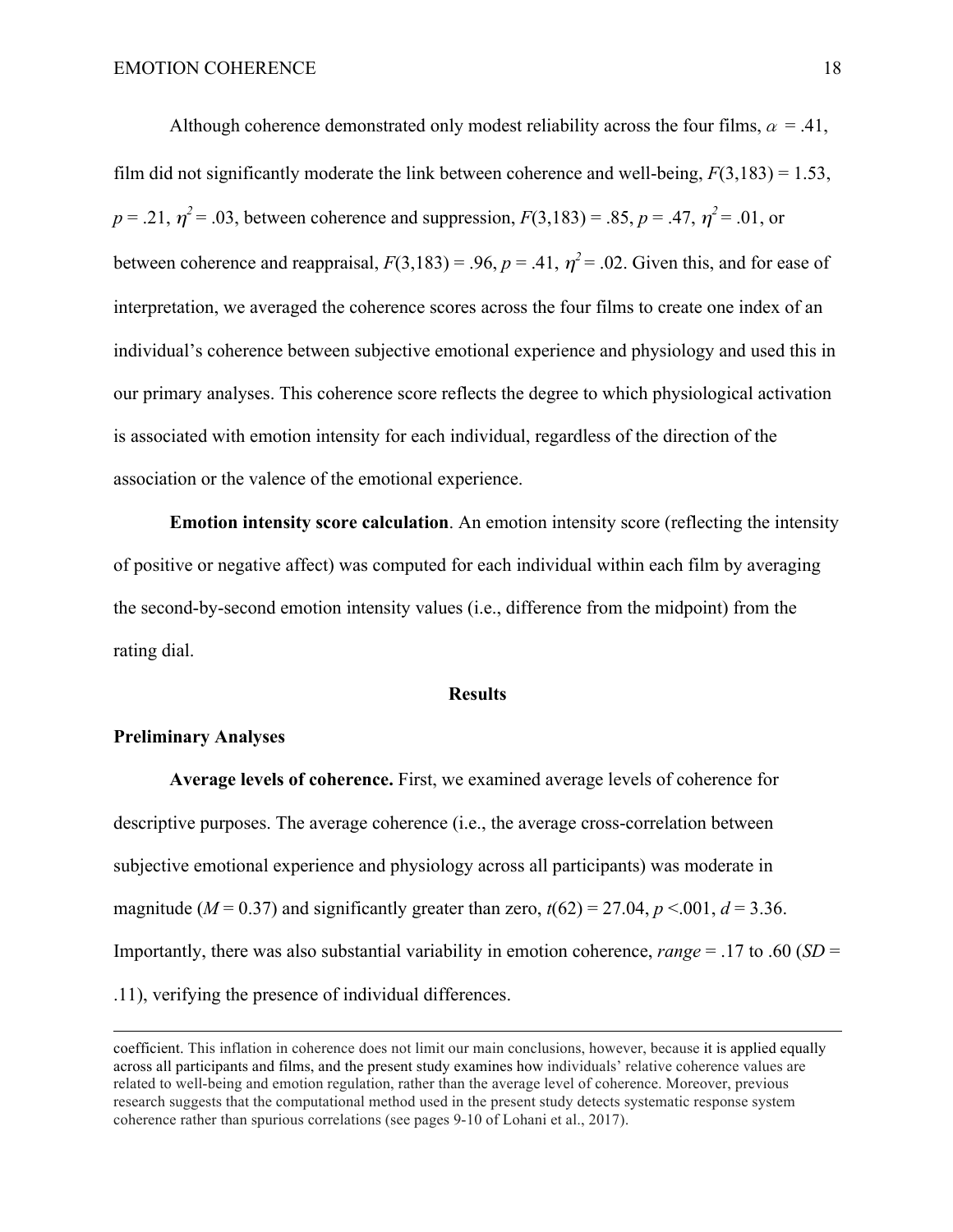Although coherence demonstrated only modest reliability across the four films, $\alpha$ = .41, film did not significantly moderate the link between coherence and well-being, $F(3,183) = 1.53$, $p = .21$, $\eta^2 = .03$, between coherence and suppression, $F(3,183) = .85$, $p = .47$, $\eta^2 = .01$, or between coherence and reappraisal, $F(3,183) = .96$, $p = .41$, $\eta^2 = .02$. Given this, and for ease of interpretation, we averaged the coherence scores across the four films to create one index of an individual's coherence between subjective emotional experience and physiology and used this in our primary analyses. This coherence score reflects the degree to which physiological activation is associated with emotion intensity for each individual, regardless of the direction of the association or the valence of the emotional experience.

**Emotion intensity score calculation**. An emotion intensity score (reflecting the intensity of positive or negative affect) was computed for each individual within each film by averaging the second-by-second emotion intensity values (i.e., difference from the midpoint) from the rating dial.

## Results

### Preliminary Analyses

**Average levels of coherence.** First, we examined average levels of coherence for descriptive purposes. The average coherence (i.e., the average cross-correlation between subjective emotional experience and physiology across all participants) was moderate in magnitude ($M = 0.37$) and significantly greater than zero, $t(62) = 27.04$, $p < .001$, $d = 3.36$. Importantly, there was also substantial variability in emotion coherence, *range* = .17 to .60 ($SD$ = .11), verifying the presence of individual differences.

---

coefficient. This inflation in coherence does not limit our main conclusions, however, because it is applied equally across all participants and films, and the present study examines how individuals' relative coherence values are related to well-being and emotion regulation, rather than the average level of coherence. Moreover, previous research suggests that the computational method used in the present study detects systematic response system coherence rather than spurious correlations (see pages 9-10 of Lohani et al., 2017).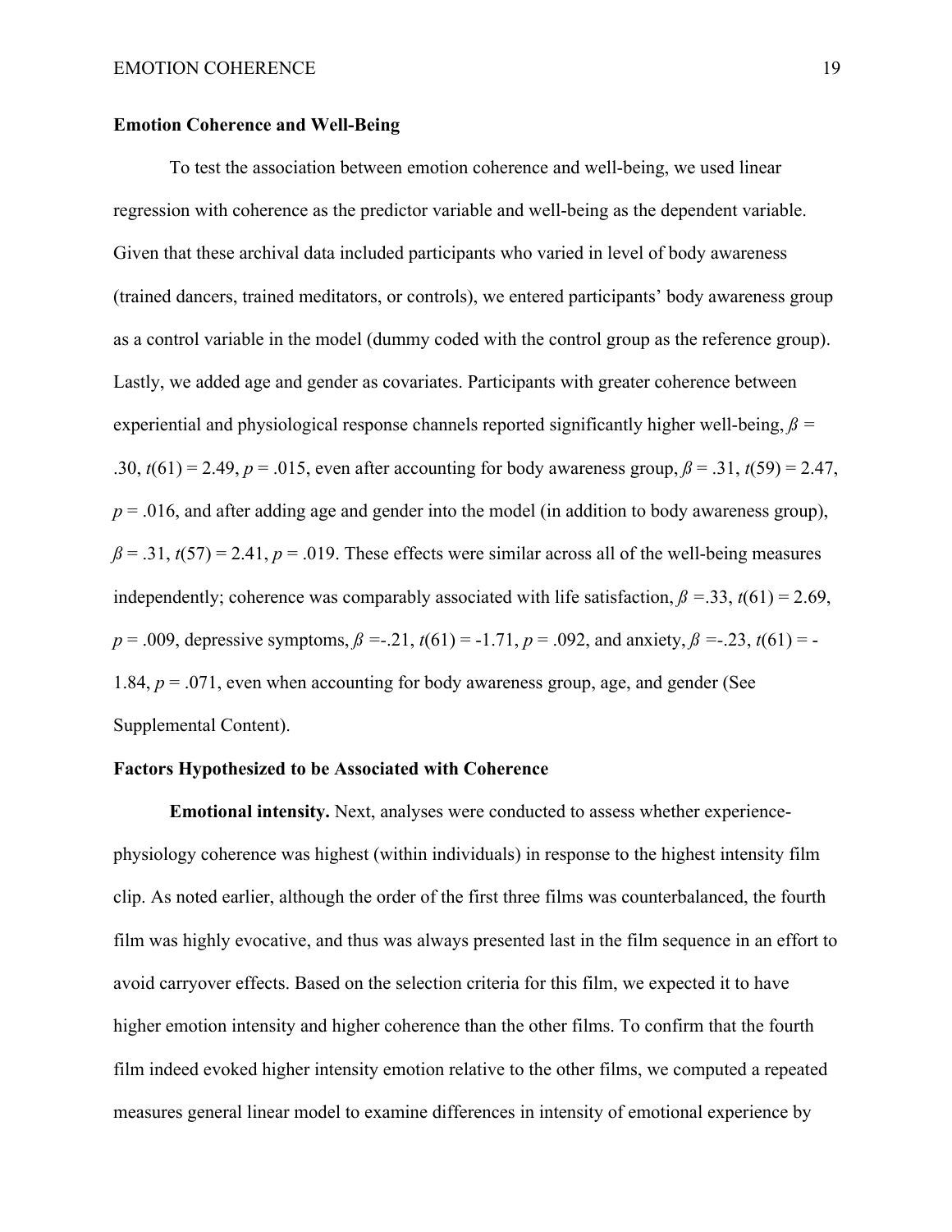### Emotion Coherence and Well-Being

To test the association between emotion coherence and well-being, we used linear regression with coherence as the predictor variable and well-being as the dependent variable. Given that these archival data included participants who varied in level of body awareness (trained dancers, trained meditators, or controls), we entered participants' body awareness group as a control variable in the model (dummy coded with the control group as the reference group). Lastly, we added age and gender as covariates. Participants with greater coherence between experiential and physiological response channels reported significantly higher well-being, $\beta$ = .30, $t(61) = 2.49$, $p = .015$, even after accounting for body awareness group, $\beta$ = .31, $t(59) = 2.47$, $p = .016$, and after adding age and gender into the model (in addition to body awareness group), $\beta$ = .31, $t(57) = 2.41$, $p = .019$. These effects were similar across all of the well-being measures independently; coherence was comparably associated with life satisfaction, $\beta$ =.33, $t(61) = 2.69$, $p = .009$, depressive symptoms, $\beta$ =-.21, $t(61) = -1.71$, $p = .092$, and anxiety, $\beta$ =-.23, $t(61) = -1.84$, $p = .071$, even when accounting for body awareness group, age, and gender (See Supplemental Content).

### Factors Hypothesized to be Associated with Coherence

**Emotional intensity.** Next, analyses were conducted to assess whether experience-physiology coherence was highest (within individuals) in response to the highest intensity film clip. As noted earlier, although the order of the first three films was counterbalanced, the fourth film was highly evocative, and thus was always presented last in the film sequence in an effort to avoid carryover effects. Based on the selection criteria for this film, we expected it to have higher emotion intensity and higher coherence than the other films. To confirm that the fourth film indeed evoked higher intensity emotion relative to the other films, we computed a repeated measures general linear model to examine differences in intensity of emotional experience by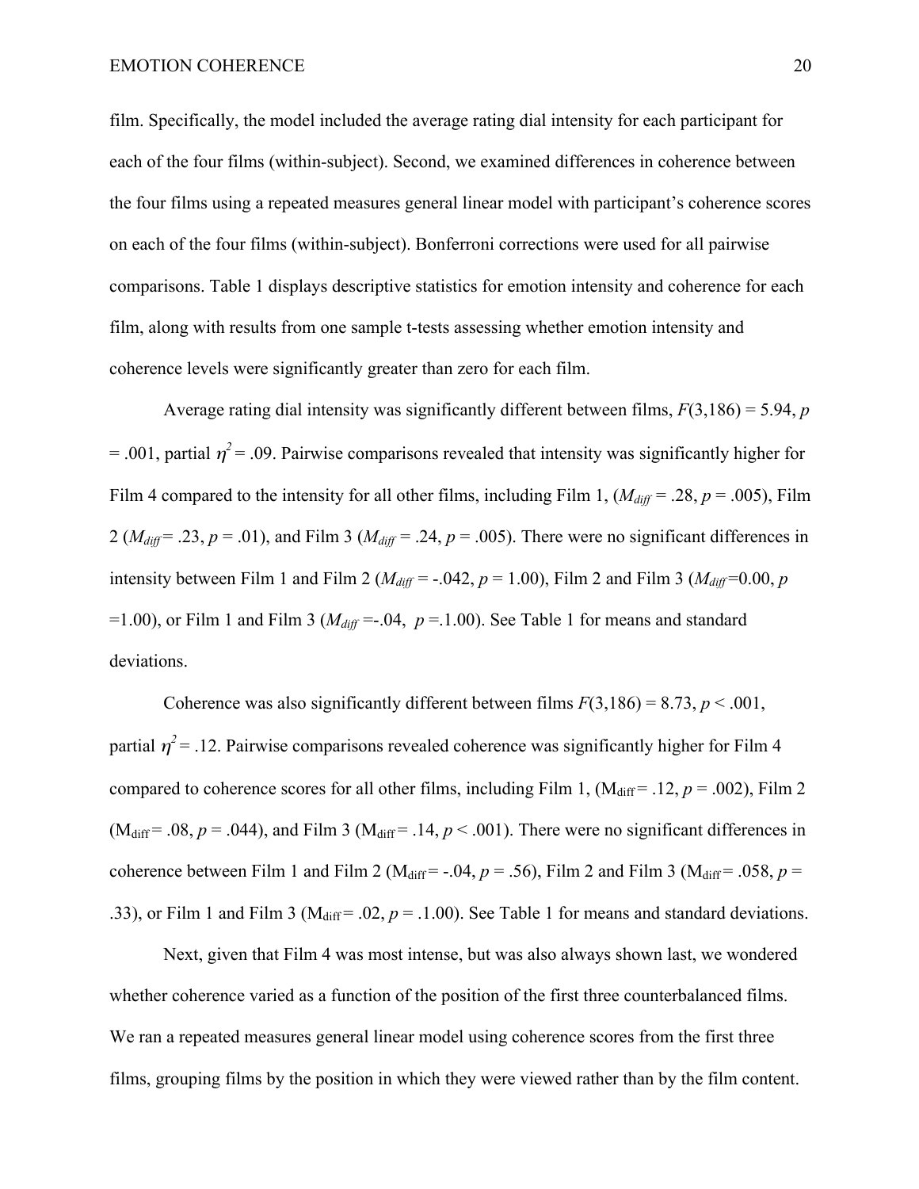film. Specifically, the model included the average rating dial intensity for each participant for each of the four films (within-subject). Second, we examined differences in coherence between the four films using a repeated measures general linear model with participant's coherence scores on each of the four films (within-subject). Bonferroni corrections were used for all pairwise comparisons. Table 1 displays descriptive statistics for emotion intensity and coherence for each film, along with results from one sample t-tests assessing whether emotion intensity and coherence levels were significantly greater than zero for each film.

Average rating dial intensity was significantly different between films, $F(3,186) = 5.94$, $p = .001$, partial $\eta^2 = .09$. Pairwise comparisons revealed that intensity was significantly higher for Film 4 compared to the intensity for all other films, including Film 1, ($M_{diff} = .28$, $p = .005$), Film 2 ($M_{diff} = .23$, $p = .01$), and Film 3 ($M_{diff} = .24$, $p = .005$). There were no significant differences in intensity between Film 1 and Film 2 ($M_{diff} = -.042$, $p = 1.00$), Film 2 and Film 3 ($M_{diff} = 0.00$, $p = 1.00$), or Film 1 and Film 3 ($M_{diff} = -.04$, $p = .1.00$). See Table 1 for means and standard deviations.

Coherence was also significantly different between films $F(3,186) = 8.73$, $p < .001$, partial $\eta^2 = .12$. Pairwise comparisons revealed coherence was significantly higher for Film 4 compared to coherence scores for all other films, including Film 1, ($M_{\text{diff}} = .12$, $p = .002$), Film 2 ($M_{\text{diff}} = .08$, $p = .044$), and Film 3 ($M_{\text{diff}} = .14$, $p < .001$). There were no significant differences in coherence between Film 1 and Film 2 ($M_{\text{diff}} = -.04$, $p = .56$), Film 2 and Film 3 ($M_{\text{diff}} = .058$, $p = .33$), or Film 1 and Film 3 ($M_{\text{diff}} = .02$, $p = .1.00$). See Table 1 for means and standard deviations.

Next, given that Film 4 was most intense, but was also always shown last, we wondered whether coherence varied as a function of the position of the first three counterbalanced films. We ran a repeated measures general linear model using coherence scores from the first three films, grouping films by the position in which they were viewed rather than by the film content.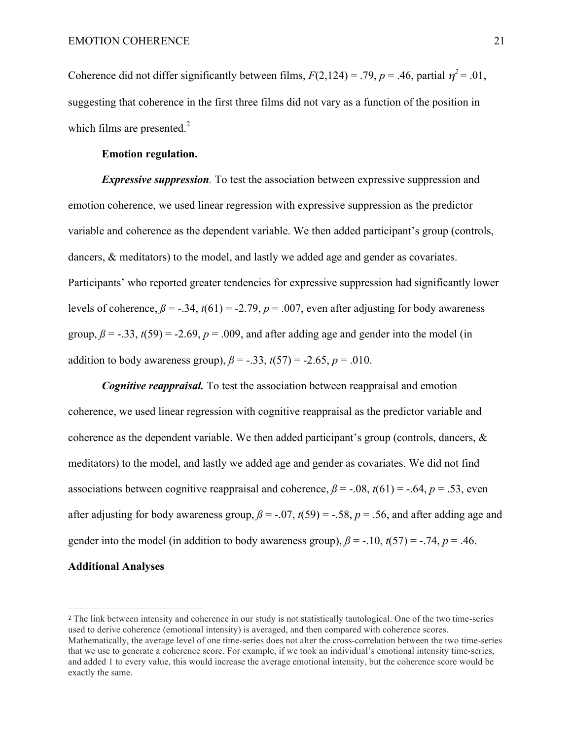Coherence did not differ significantly between films, $F(2,124) = .79$, $p = .46$, partial $\eta^2 = .01$, suggesting that coherence in the first three films did not vary as a function of the position in which films are presented.[2]

**Emotion regulation.**

***Expressive suppression***. To test the association between expressive suppression and emotion coherence, we used linear regression with expressive suppression as the predictor variable and coherence as the dependent variable. We then added participant's group (controls, dancers, & meditators) to the model, and lastly we added age and gender as covariates. Participants' who reported greater tendencies for expressive suppression had significantly lower levels of coherence, $\beta = -.34$, $t(61) = -2.79$, $p = .007$, even after adjusting for body awareness group, $\beta = -.33$, $t(59) = -2.69$, $p = .009$, and after adding age and gender into the model (in addition to body awareness group), $\beta = -.33$, $t(57) = -2.65$, $p = .010$.

***Cognitive reappraisal.*** To test the association between reappraisal and emotion coherence, we used linear regression with cognitive reappraisal as the predictor variable and coherence as the dependent variable. We then added participant's group (controls, dancers, & meditators) to the model, and lastly we added age and gender as covariates. We did not find associations between cognitive reappraisal and coherence, $\beta = -.08$, $t(61) = -.64$, $p = .53$, even after adjusting for body awareness group, $\beta = -.07$, $t(59) = -.58$, $p = .56$, and after adding age and gender into the model (in addition to body awareness group), $\beta = -.10$, $t(57) = -.74$, $p = .46$.

## Additional Analyses

[2] The link between intensity and coherence in our study is not statistically tautological. One of the two time-series used to derive coherence (emotional intensity) is averaged, and then compared with coherence scores. Mathematically, the average level of one time-series does not alter the cross-correlation between the two time-series that we use to generate a coherence score. For example, if we took an individual's emotional intensity time-series, and added 1 to every value, this would increase the average emotional intensity, but the coherence score would be exactly the same.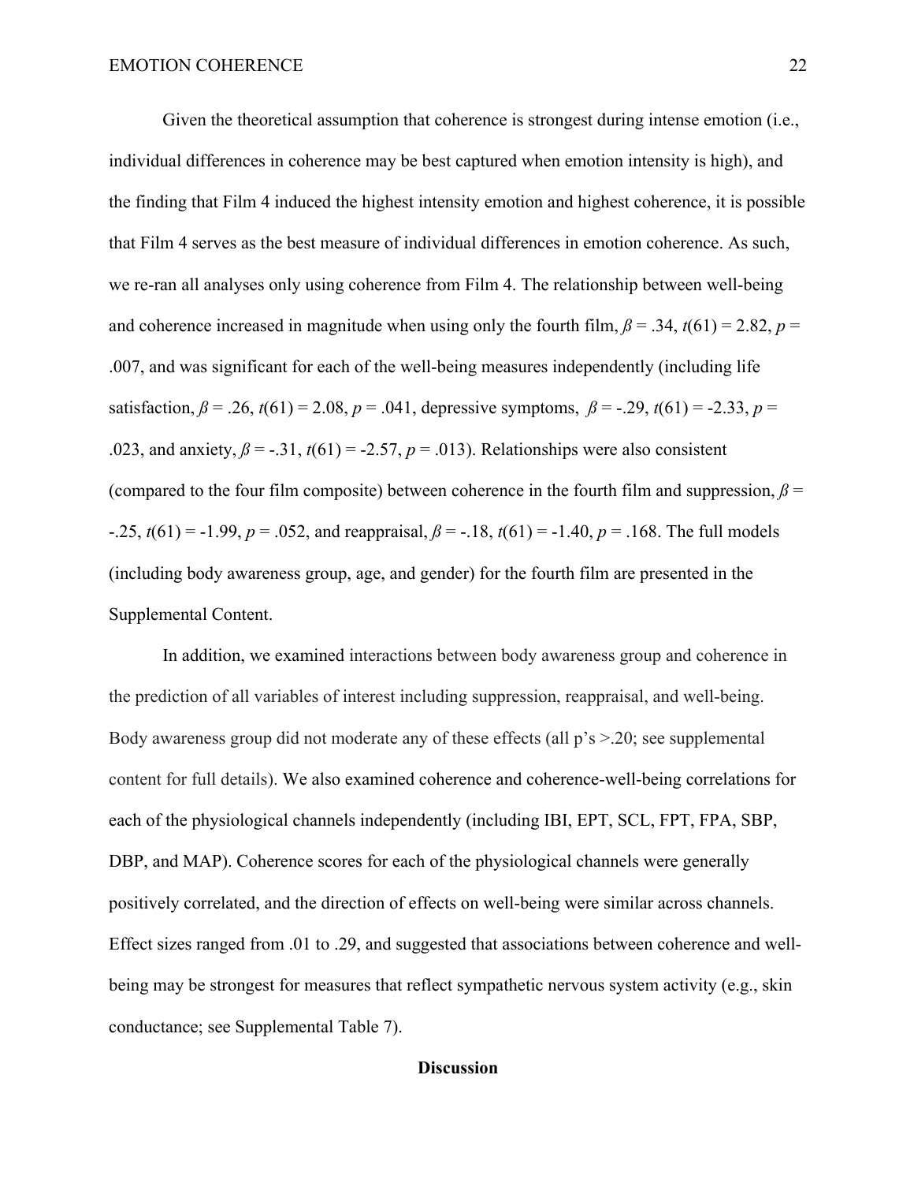Given the theoretical assumption that coherence is strongest during intense emotion (i.e., individual differences in coherence may be best captured when emotion intensity is high), and the finding that Film 4 induced the highest intensity emotion and highest coherence, it is possible that Film 4 serves as the best measure of individual differences in emotion coherence. As such, we re-ran all analyses only using coherence from Film 4. The relationship between well-being and coherence increased in magnitude when using only the fourth film, $\beta = .34$, $t(61) = 2.82$, $p = .007$, and was significant for each of the well-being measures independently (including life satisfaction, $\beta = .26$, $t(61) = 2.08$, $p = .041$, depressive symptoms, $\beta = -.29$, $t(61) = -2.33$, $p = .023$, and anxiety, $\beta = -.31$, $t(61) = -2.57$, $p = .013$). Relationships were also consistent (compared to the four film composite) between coherence in the fourth film and suppression, $\beta = -.25$, $t(61) = -1.99$, $p = .052$, and reappraisal, $\beta = -.18$, $t(61) = -1.40$, $p = .168$. The full models (including body awareness group, age, and gender) for the fourth film are presented in the Supplemental Content.

In addition, we examined interactions between body awareness group and coherence in the prediction of all variables of interest including suppression, reappraisal, and well-being. Body awareness group did not moderate any of these effects (all p's >.20; see supplemental content for full details). We also examined coherence and coherence-well-being correlations for each of the physiological channels independently (including IBI, EPT, SCL, FPT, FPA, SBP, DBP, and MAP). Coherence scores for each of the physiological channels were generally positively correlated, and the direction of effects on well-being were similar across channels. Effect sizes ranged from .01 to .29, and suggested that associations between coherence and well-being may be strongest for measures that reflect sympathetic nervous system activity (e.g., skin conductance; see Supplemental Table 7).

## Discussion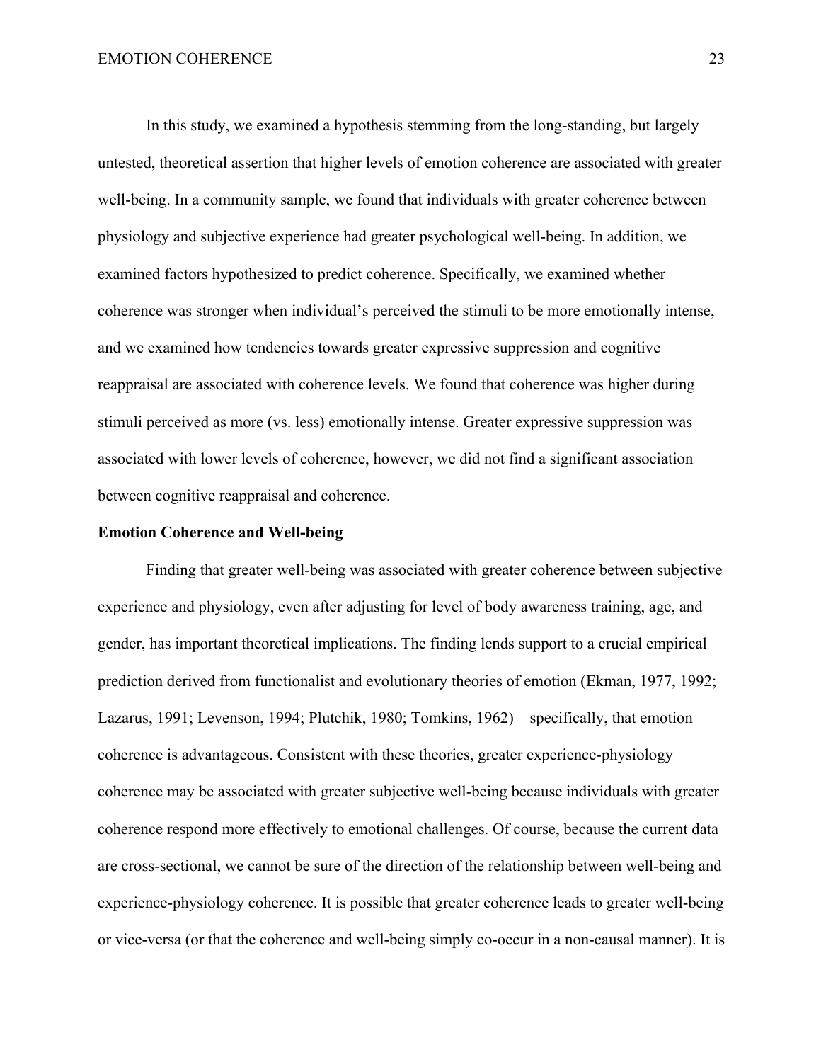In this study, we examined a hypothesis stemming from the long-standing, but largely untested, theoretical assertion that higher levels of emotion coherence are associated with greater well-being. In a community sample, we found that individuals with greater coherence between physiology and subjective experience had greater psychological well-being. In addition, we examined factors hypothesized to predict coherence. Specifically, we examined whether coherence was stronger when individual's perceived the stimuli to be more emotionally intense, and we examined how tendencies towards greater expressive suppression and cognitive reappraisal are associated with coherence levels. We found that coherence was higher during stimuli perceived as more (vs. less) emotionally intense. Greater expressive suppression was associated with lower levels of coherence, however, we did not find a significant association between cognitive reappraisal and coherence.

**Emotion Coherence and Well-being**

Finding that greater well-being was associated with greater coherence between subjective experience and physiology, even after adjusting for level of body awareness training, age, and gender, has important theoretical implications. The finding lends support to a crucial empirical prediction derived from functionalist and evolutionary theories of emotion (Ekman, 1977, 1992; Lazarus, 1991; Levenson, 1994; Plutchik, 1980; Tomkins, 1962)—specifically, that emotion coherence is advantageous. Consistent with these theories, greater experience-physiology coherence may be associated with greater subjective well-being because individuals with greater coherence respond more effectively to emotional challenges. Of course, because the current data are cross-sectional, we cannot be sure of the direction of the relationship between well-being and experience-physiology coherence. It is possible that greater coherence leads to greater well-being or vice-versa (or that the coherence and well-being simply co-occur in a non-causal manner). It is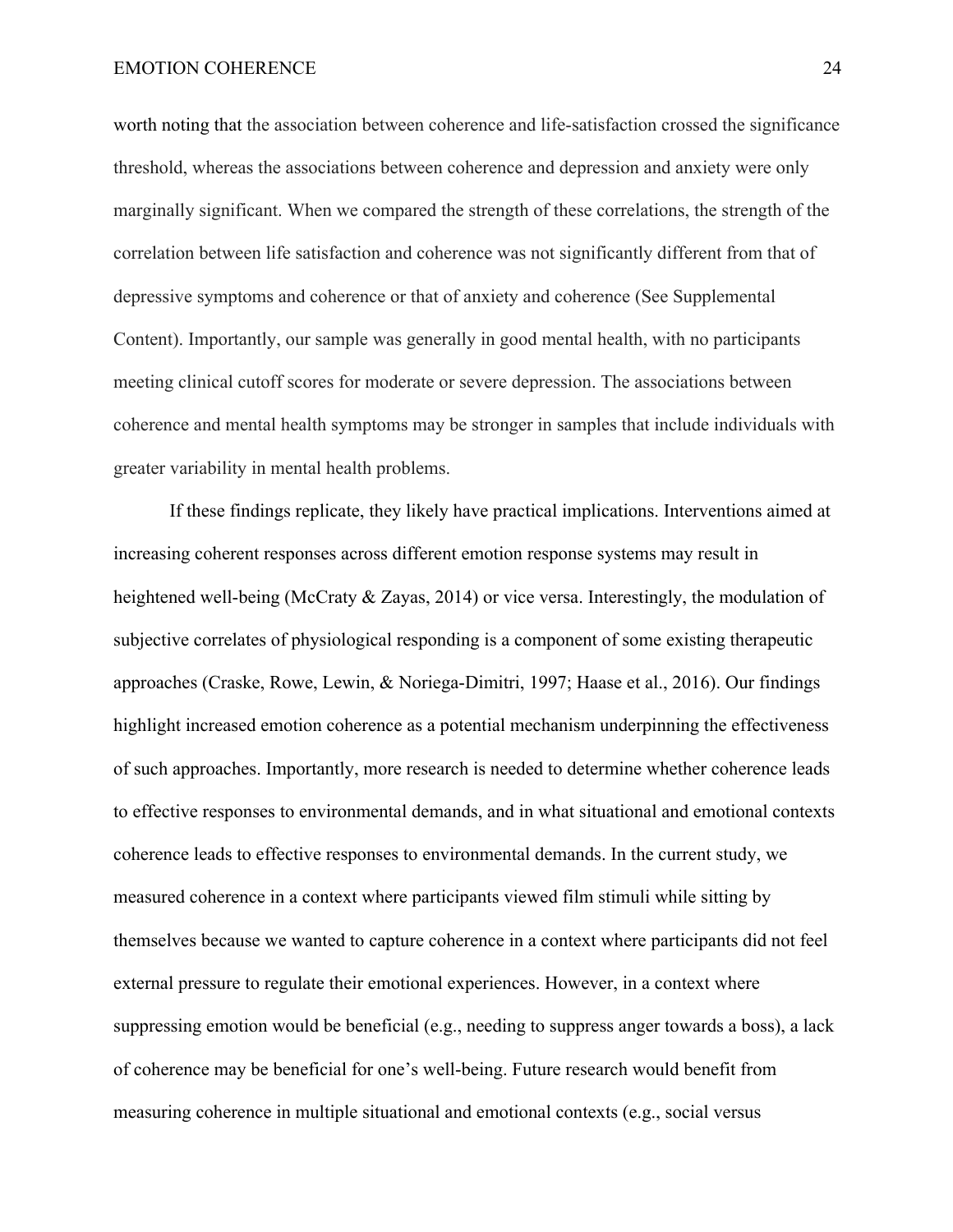worth noting that the association between coherence and life-satisfaction crossed the significance threshold, whereas the associations between coherence and depression and anxiety were only marginally significant. When we compared the strength of these correlations, the strength of the correlation between life satisfaction and coherence was not significantly different from that of depressive symptoms and coherence or that of anxiety and coherence (See Supplemental Content). Importantly, our sample was generally in good mental health, with no participants meeting clinical cutoff scores for moderate or severe depression. The associations between coherence and mental health symptoms may be stronger in samples that include individuals with greater variability in mental health problems.

If these findings replicate, they likely have practical implications. Interventions aimed at increasing coherent responses across different emotion response systems may result in heightened well-being (McCraty & Zayas, 2014) or vice versa. Interestingly, the modulation of subjective correlates of physiological responding is a component of some existing therapeutic approaches (Craske, Rowe, Lewin, & Noriega-Dimitri, 1997; Haase et al., 2016). Our findings highlight increased emotion coherence as a potential mechanism underpinning the effectiveness of such approaches. Importantly, more research is needed to determine whether coherence leads to effective responses to environmental demands, and in what situational and emotional contexts coherence leads to effective responses to environmental demands. In the current study, we measured coherence in a context where participants viewed film stimuli while sitting by themselves because we wanted to capture coherence in a context where participants did not feel external pressure to regulate their emotional experiences. However, in a context where suppressing emotion would be beneficial (e.g., needing to suppress anger towards a boss), a lack of coherence may be beneficial for one's well-being. Future research would benefit from measuring coherence in multiple situational and emotional contexts (e.g., social versus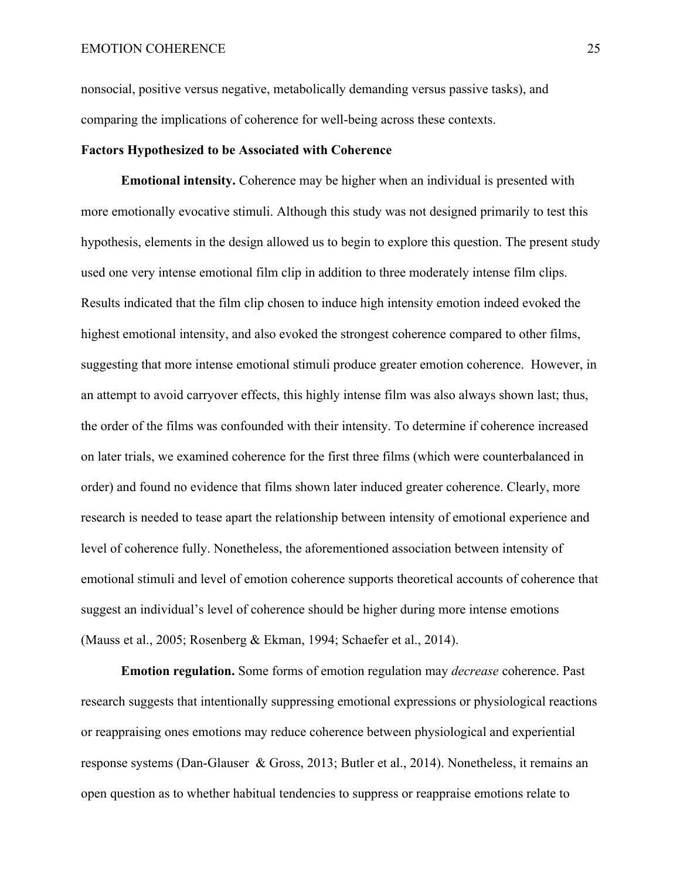nonsocial, positive versus negative, metabolically demanding versus passive tasks), and comparing the implications of coherence for well-being across these contexts.

### Factors Hypothesized to be Associated with Coherence

**Emotional intensity.** Coherence may be higher when an individual is presented with more emotionally evocative stimuli. Although this study was not designed primarily to test this hypothesis, elements in the design allowed us to begin to explore this question. The present study used one very intense emotional film clip in addition to three moderately intense film clips. Results indicated that the film clip chosen to induce high intensity emotion indeed evoked the highest emotional intensity, and also evoked the strongest coherence compared to other films, suggesting that more intense emotional stimuli produce greater emotion coherence. However, in an attempt to avoid carryover effects, this highly intense film was also always shown last; thus, the order of the films was confounded with their intensity. To determine if coherence increased on later trials, we examined coherence for the first three films (which were counterbalanced in order) and found no evidence that films shown later induced greater coherence. Clearly, more research is needed to tease apart the relationship between intensity of emotional experience and level of coherence fully. Nonetheless, the aforementioned association between intensity of emotional stimuli and level of emotion coherence supports theoretical accounts of coherence that suggest an individual's level of coherence should be higher during more intense emotions (Mauss et al., 2005; Rosenberg & Ekman, 1994; Schaefer et al., 2014).

**Emotion regulation.** Some forms of emotion regulation may *decrease* coherence. Past research suggests that intentionally suppressing emotional expressions or physiological reactions or reappraising ones emotions may reduce coherence between physiological and experiential response systems (Dan-Glauser & Gross, 2013; Butler et al., 2014). Nonetheless, it remains an open question as to whether habitual tendencies to suppress or reappraise emotions relate to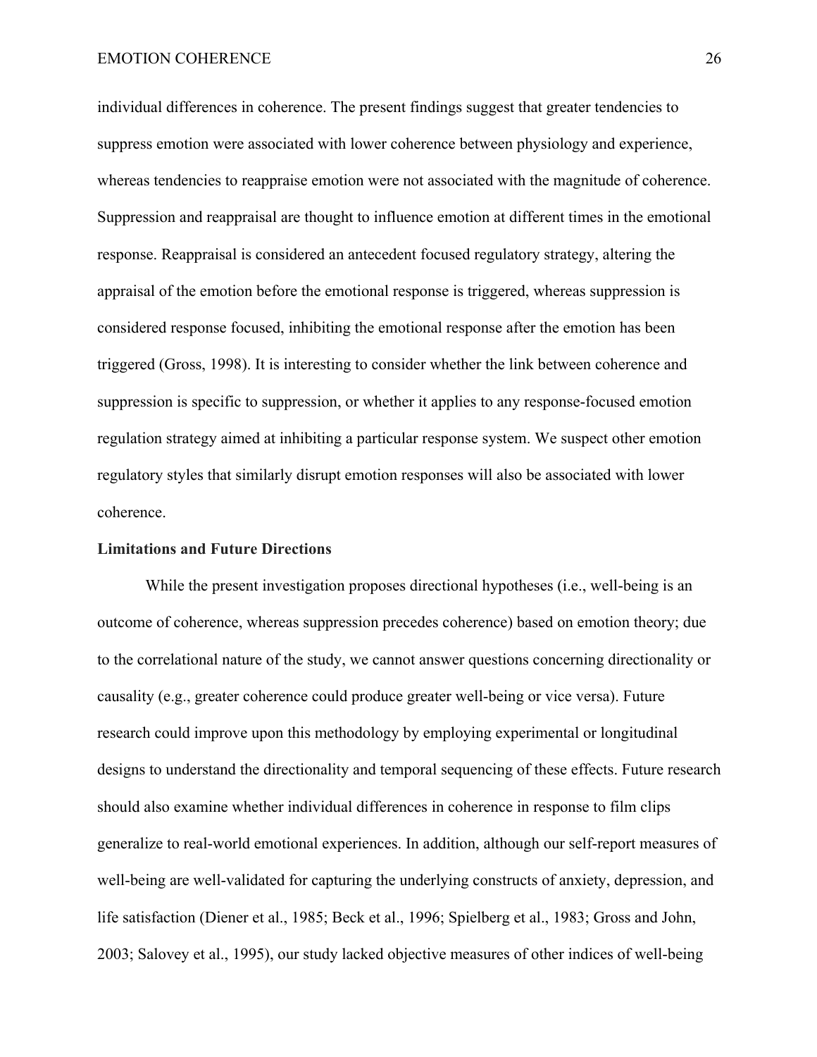individual differences in coherence. The present findings suggest that greater tendencies to suppress emotion were associated with lower coherence between physiology and experience, whereas tendencies to reappraise emotion were not associated with the magnitude of coherence. Suppression and reappraisal are thought to influence emotion at different times in the emotional response. Reappraisal is considered an antecedent focused regulatory strategy, altering the appraisal of the emotion before the emotional response is triggered, whereas suppression is considered response focused, inhibiting the emotional response after the emotion has been triggered (Gross, 1998). It is interesting to consider whether the link between coherence and suppression is specific to suppression, or whether it applies to any response-focused emotion regulation strategy aimed at inhibiting a particular response system. We suspect other emotion regulatory styles that similarly disrupt emotion responses will also be associated with lower coherence.

## Limitations and Future Directions

While the present investigation proposes directional hypotheses (i.e., well-being is an outcome of coherence, whereas suppression precedes coherence) based on emotion theory; due to the correlational nature of the study, we cannot answer questions concerning directionality or causality (e.g., greater coherence could produce greater well-being or vice versa). Future research could improve upon this methodology by employing experimental or longitudinal designs to understand the directionality and temporal sequencing of these effects. Future research should also examine whether individual differences in coherence in response to film clips generalize to real-world emotional experiences. In addition, although our self-report measures of well-being are well-validated for capturing the underlying constructs of anxiety, depression, and life satisfaction (Diener et al., 1985; Beck et al., 1996; Spielberg et al., 1983; Gross and John, 2003; Salovey et al., 1995), our study lacked objective measures of other indices of well-being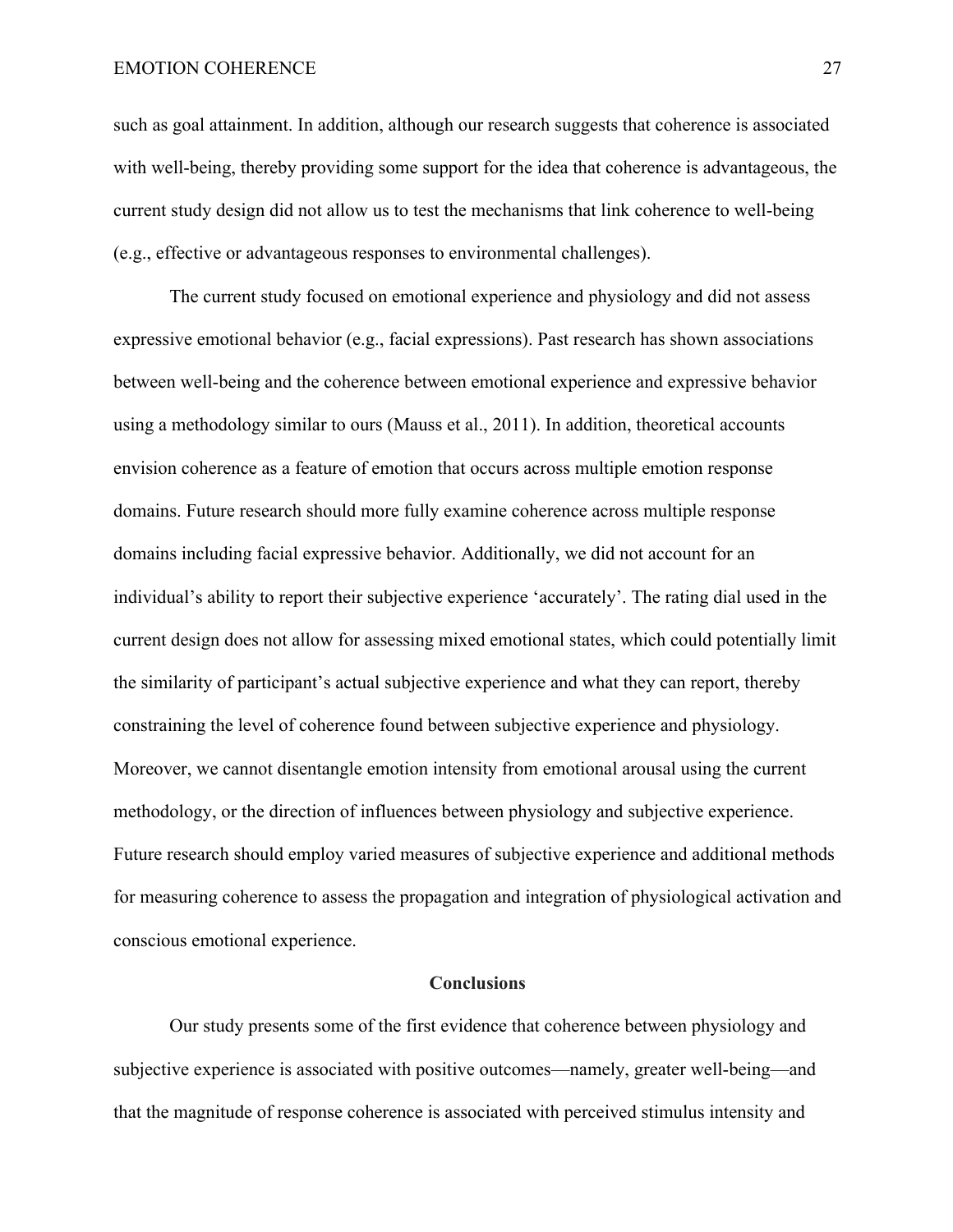such as goal attainment. In addition, although our research suggests that coherence is associated with well-being, thereby providing some support for the idea that coherence is advantageous, the current study design did not allow us to test the mechanisms that link coherence to well-being (e.g., effective or advantageous responses to environmental challenges).

The current study focused on emotional experience and physiology and did not assess expressive emotional behavior (e.g., facial expressions). Past research has shown associations between well-being and the coherence between emotional experience and expressive behavior using a methodology similar to ours (Mauss et al., 2011). In addition, theoretical accounts envision coherence as a feature of emotion that occurs across multiple emotion response domains. Future research should more fully examine coherence across multiple response domains including facial expressive behavior. Additionally, we did not account for an individual's ability to report their subjective experience 'accurately'. The rating dial used in the current design does not allow for assessing mixed emotional states, which could potentially limit the similarity of participant's actual subjective experience and what they can report, thereby constraining the level of coherence found between subjective experience and physiology. Moreover, we cannot disentangle emotion intensity from emotional arousal using the current methodology, or the direction of influences between physiology and subjective experience. Future research should employ varied measures of subjective experience and additional methods for measuring coherence to assess the propagation and integration of physiological activation and conscious emotional experience.

## Conclusions

Our study presents some of the first evidence that coherence between physiology and subjective experience is associated with positive outcomes—namely, greater well-being—and that the magnitude of response coherence is associated with perceived stimulus intensity and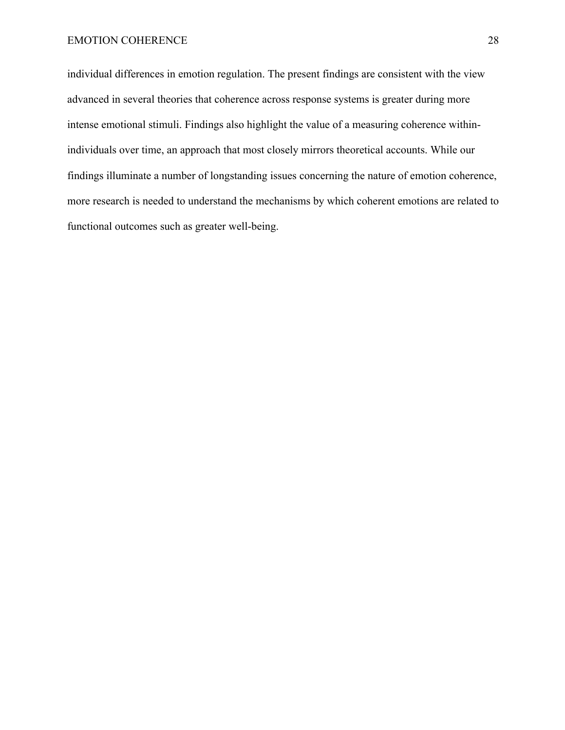individual differences in emotion regulation. The present findings are consistent with the view advanced in several theories that coherence across response systems is greater during more intense emotional stimuli. Findings also highlight the value of a measuring coherence within-individuals over time, an approach that most closely mirrors theoretical accounts. While our findings illuminate a number of longstanding issues concerning the nature of emotion coherence, more research is needed to understand the mechanisms by which coherent emotions are related to functional outcomes such as greater well-being.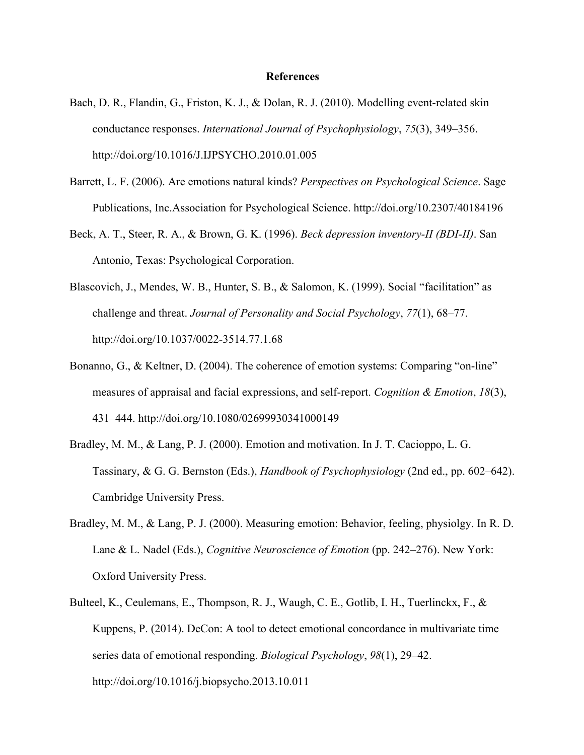# References

Bach, D. R., Flandin, G., Friston, K. J., & Dolan, R. J. (2010). Modelling event-related skin conductance responses. *International Journal of Psychophysiology*, *75*(3), 349–356. http://doi.org/10.1016/J.IJPSYCHO.2010.01.005

Barrett, L. F. (2006). Are emotions natural kinds? *Perspectives on Psychological Science*. Sage Publications, Inc.Association for Psychological Science. http://doi.org/10.2307/40184196

Beck, A. T., Steer, R. A., & Brown, G. K. (1996). *Beck depression inventory-II (BDI-II)*. San Antonio, Texas: Psychological Corporation.

Blascovich, J., Mendes, W. B., Hunter, S. B., & Salomon, K. (1999). Social "facilitation" as challenge and threat. *Journal of Personality and Social Psychology*, *77*(1), 68–77. http://doi.org/10.1037/0022-3514.77.1.68

Bonanno, G., & Keltner, D. (2004). The coherence of emotion systems: Comparing "on-line" measures of appraisal and facial expressions, and self-report. *Cognition & Emotion*, *18*(3), 431–444. http://doi.org/10.1080/02699930341000149

Bradley, M. M., & Lang, P. J. (2000). Emotion and motivation. In J. T. Cacioppo, L. G. Tassinary, & G. G. Bernston (Eds.), *Handbook of Psychophysiology* (2nd ed., pp. 602–642). Cambridge University Press.

Bradley, M. M., & Lang, P. J. (2000). Measuring emotion: Behavior, feeling, physiolgy. In R. D. Lane & L. Nadel (Eds.), *Cognitive Neuroscience of Emotion* (pp. 242–276). New York: Oxford University Press.

Bulteel, K., Ceulemans, E., Thompson, R. J., Waugh, C. E., Gotlib, I. H., Tuerlinckx, F., & Kuppens, P. (2014). DeCon: A tool to detect emotional concordance in multivariate time series data of emotional responding. *Biological Psychology*, *98*(1), 29–42. http://doi.org/10.1016/j.biopsycho.2013.10.011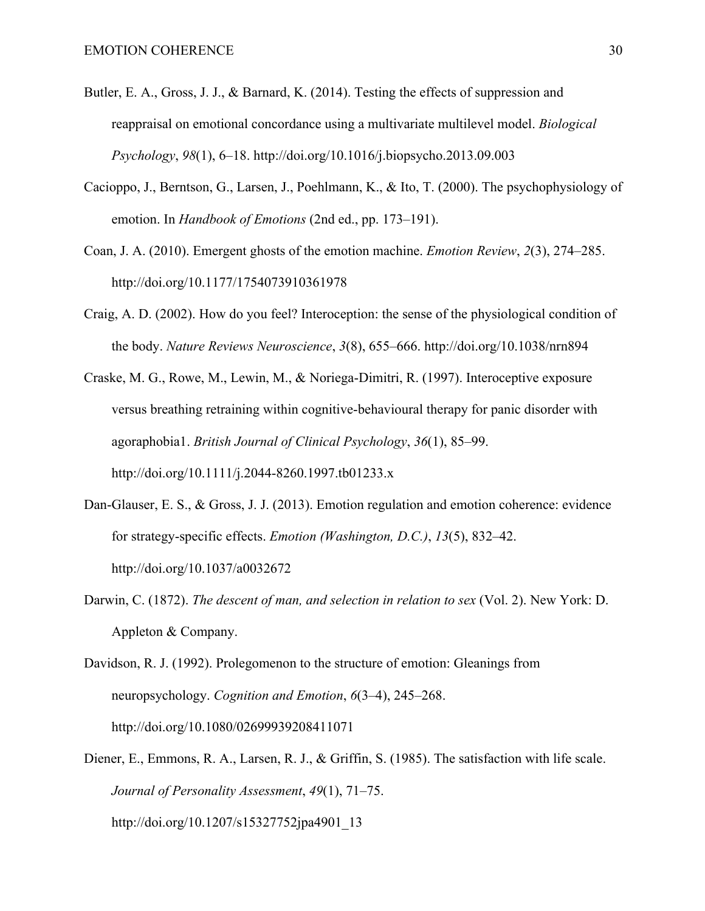Butler, E. A., Gross, J. J., & Barnard, K. (2014). Testing the effects of suppression and reappraisal on emotional concordance using a multivariate multilevel model. *Biological Psychology*, *98*(1), 6–18. http://doi.org/10.1016/j.biopsycho.2013.09.003

Cacioppo, J., Berntson, G., Larsen, J., Poehlmann, K., & Ito, T. (2000). The psychophysiology of emotion. In *Handbook of Emotions* (2nd ed., pp. 173–191).

Coan, J. A. (2010). Emergent ghosts of the emotion machine. *Emotion Review*, *2*(3), 274–285. http://doi.org/10.1177/1754073910361978

Craig, A. D. (2002). How do you feel? Interoception: the sense of the physiological condition of the body. *Nature Reviews Neuroscience*, *3*(8), 655–666. http://doi.org/10.1038/nrn894

Craske, M. G., Rowe, M., Lewin, M., & Noriega-Dimitri, R. (1997). Interoceptive exposure versus breathing retraining within cognitive-behavioural therapy for panic disorder with agoraphobia1. *British Journal of Clinical Psychology*, *36*(1), 85–99. http://doi.org/10.1111/j.2044-8260.1997.tb01233.x

Dan-Glauser, E. S., & Gross, J. J. (2013). Emotion regulation and emotion coherence: evidence for strategy-specific effects. *Emotion (Washington, D.C.)*, *13*(5), 832–42. http://doi.org/10.1037/a0032672

Darwin, C. (1872). *The descent of man, and selection in relation to sex* (Vol. 2). New York: D. Appleton & Company.

Davidson, R. J. (1992). Prolegomenon to the structure of emotion: Gleanings from neuropsychology. *Cognition and Emotion*, *6*(3–4), 245–268. http://doi.org/10.1080/02699939208411071

Diener, E., Emmons, R. A., Larsen, R. J., & Griffin, S. (1985). The satisfaction with life scale. *Journal of Personality Assessment*, *49*(1), 71–75. http://doi.org/10.1207/s15327752jpa4901_13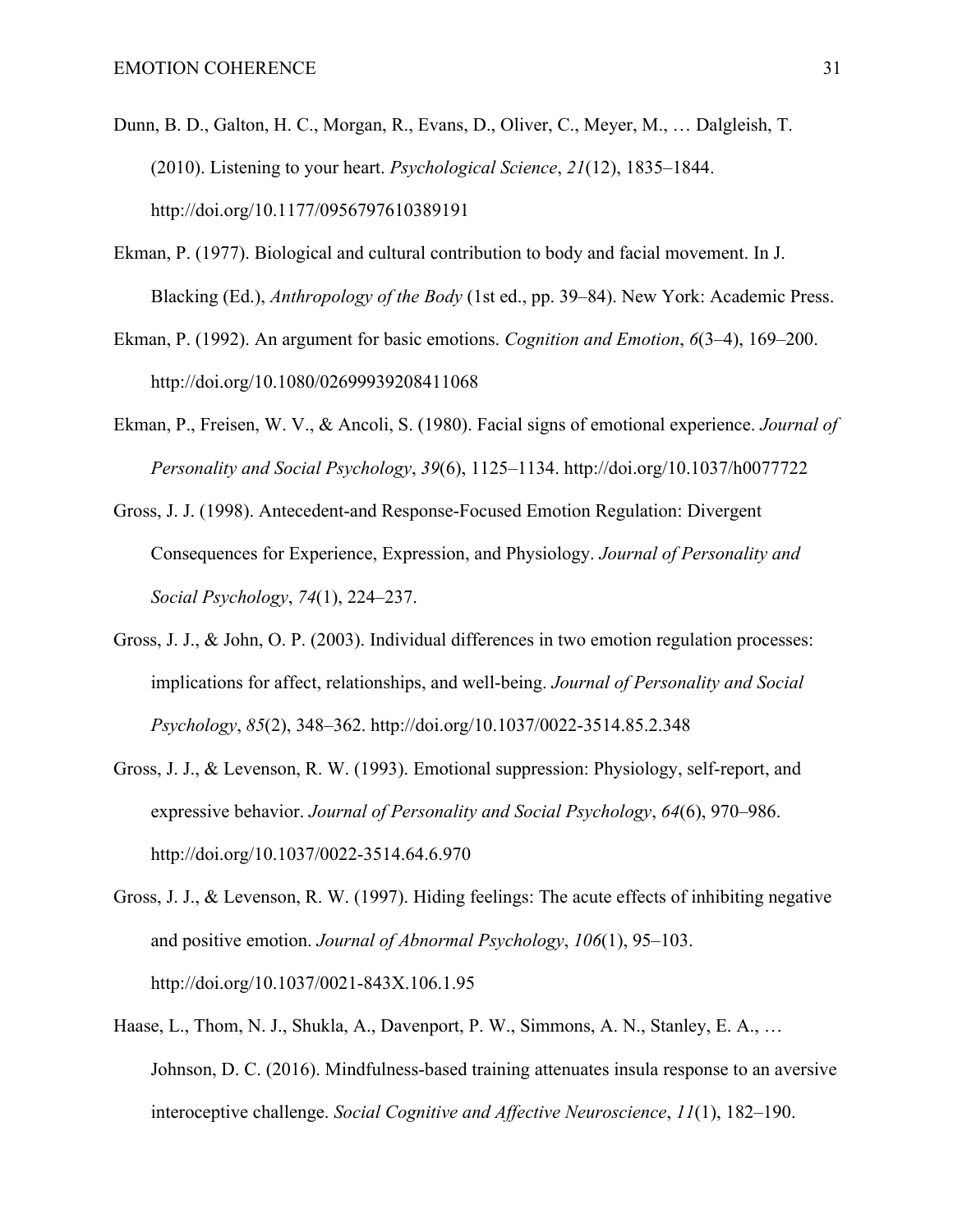Dunn, B. D., Galton, H. C., Morgan, R., Evans, D., Oliver, C., Meyer, M., … Dalgleish, T. (2010). Listening to your heart. *Psychological Science*, *21*(12), 1835–1844. http://doi.org/10.1177/0956797610389191

Ekman, P. (1977). Biological and cultural contribution to body and facial movement. In J. Blacking (Ed.), *Anthropology of the Body* (1st ed., pp. 39–84). New York: Academic Press.

Ekman, P. (1992). An argument for basic emotions. *Cognition and Emotion*, *6*(3–4), 169–200. http://doi.org/10.1080/02699939208411068

Ekman, P., Freisen, W. V., & Ancoli, S. (1980). Facial signs of emotional experience. *Journal of Personality and Social Psychology*, *39*(6), 1125–1134. http://doi.org/10.1037/h0077722

Gross, J. J. (1998). Antecedent-and Response-Focused Emotion Regulation: Divergent Consequences for Experience, Expression, and Physiology. *Journal of Personality and Social Psychology*, *74*(1), 224–237.

Gross, J. J., & John, O. P. (2003). Individual differences in two emotion regulation processes: implications for affect, relationships, and well-being. *Journal of Personality and Social Psychology*, *85*(2), 348–362. http://doi.org/10.1037/0022-3514.85.2.348

Gross, J. J., & Levenson, R. W. (1993). Emotional suppression: Physiology, self-report, and expressive behavior. *Journal of Personality and Social Psychology*, *64*(6), 970–986. http://doi.org/10.1037/0022-3514.64.6.970

Gross, J. J., & Levenson, R. W. (1997). Hiding feelings: The acute effects of inhibiting negative and positive emotion. *Journal of Abnormal Psychology*, *106*(1), 95–103. http://doi.org/10.1037/0021-843X.106.1.95

Haase, L., Thom, N. J., Shukla, A., Davenport, P. W., Simmons, A. N., Stanley, E. A., … Johnson, D. C. (2016). Mindfulness-based training attenuates insula response to an aversive interoceptive challenge. *Social Cognitive and Affective Neuroscience*, *11*(1), 182–190.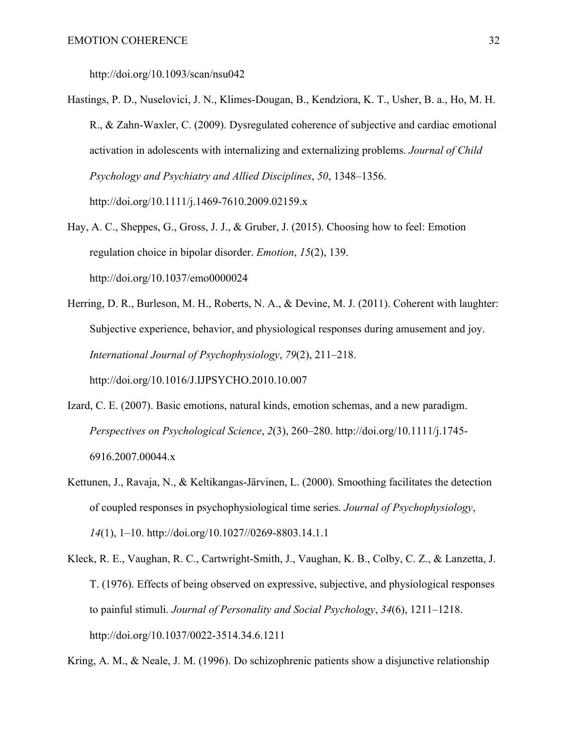http://doi.org/10.1093/scan/nsu042

Hastings, P. D., Nuselovici, J. N., Klimes-Dougan, B., Kendziora, K. T., Usher, B. a., Ho, M. H. R., & Zahn-Waxler, C. (2009). Dysregulated coherence of subjective and cardiac emotional activation in adolescents with internalizing and externalizing problems. *Journal of Child Psychology and Psychiatry and Allied Disciplines*, *50*, 1348–1356. http://doi.org/10.1111/j.1469-7610.2009.02159.x

Hay, A. C., Sheppes, G., Gross, J. J., & Gruber, J. (2015). Choosing how to feel: Emotion regulation choice in bipolar disorder. *Emotion*, *15*(2), 139. http://doi.org/10.1037/emo0000024

Herring, D. R., Burleson, M. H., Roberts, N. A., & Devine, M. J. (2011). Coherent with laughter: Subjective experience, behavior, and physiological responses during amusement and joy. *International Journal of Psychophysiology*, *79*(2), 211–218. http://doi.org/10.1016/J.IJPSYCHO.2010.10.007

Izard, C. E. (2007). Basic emotions, natural kinds, emotion schemas, and a new paradigm. *Perspectives on Psychological Science*, *2*(3), 260–280. http://doi.org/10.1111/j.1745-6916.2007.00044.x

Kettunen, J., Ravaja, N., & Keltikangas-Järvinen, L. (2000). Smoothing facilitates the detection of coupled responses in psychophysiological time series. *Journal of Psychophysiology*, *14*(1), 1–10. http://doi.org/10.1027//0269-8803.14.1.1

Kleck, R. E., Vaughan, R. C., Cartwright-Smith, J., Vaughan, K. B., Colby, C. Z., & Lanzetta, J. T. (1976). Effects of being observed on expressive, subjective, and physiological responses to painful stimuli. *Journal of Personality and Social Psychology*, *34*(6), 1211–1218. http://doi.org/10.1037/0022-3514.34.6.1211

Kring, A. M., & Neale, J. M. (1996). Do schizophrenic patients show a disjunctive relationship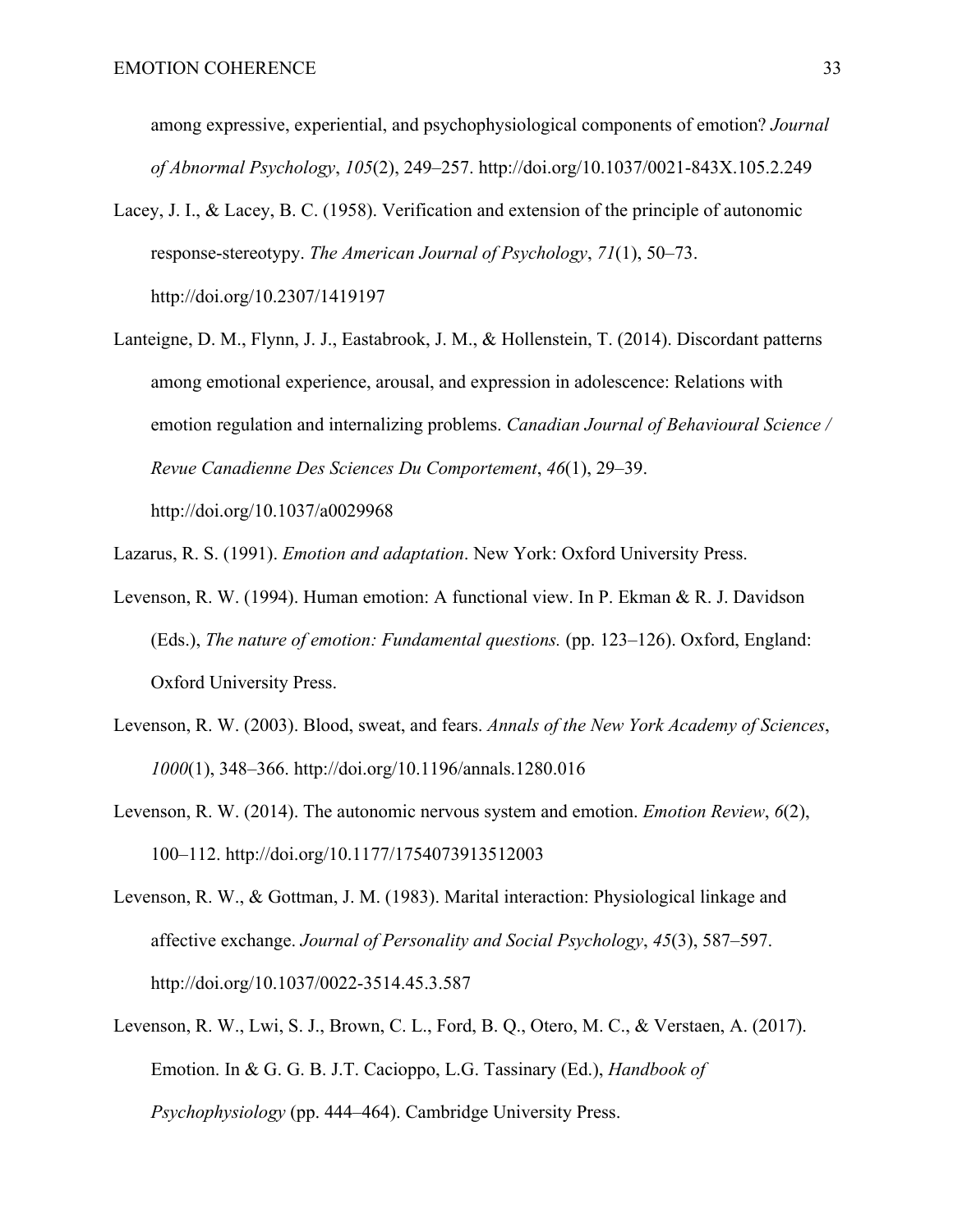among expressive, experiential, and psychophysiological components of emotion? *Journal of Abnormal Psychology*, *105*(2), 249–257. http://doi.org/10.1037/0021-843X.105.2.249

Lacey, J. I., & Lacey, B. C. (1958). Verification and extension of the principle of autonomic response-stereotypy. *The American Journal of Psychology*, *71*(1), 50–73. http://doi.org/10.2307/1419197

Lanteigne, D. M., Flynn, J. J., Eastabrook, J. M., & Hollenstein, T. (2014). Discordant patterns among emotional experience, arousal, and expression in adolescence: Relations with emotion regulation and internalizing problems. *Canadian Journal of Behavioural Science / Revue Canadienne Des Sciences Du Comportement*, *46*(1), 29–39. http://doi.org/10.1037/a0029968

Lazarus, R. S. (1991). *Emotion and adaptation*. New York: Oxford University Press.

Levenson, R. W. (1994). Human emotion: A functional view. In P. Ekman & R. J. Davidson (Eds.), *The nature of emotion: Fundamental questions.* (pp. 123–126). Oxford, England: Oxford University Press.

Levenson, R. W. (2003). Blood, sweat, and fears. *Annals of the New York Academy of Sciences*, *1000*(1), 348–366. http://doi.org/10.1196/annals.1280.016

Levenson, R. W. (2014). The autonomic nervous system and emotion. *Emotion Review*, *6*(2), 100–112. http://doi.org/10.1177/1754073913512003

Levenson, R. W., & Gottman, J. M. (1983). Marital interaction: Physiological linkage and affective exchange. *Journal of Personality and Social Psychology*, *45*(3), 587–597. http://doi.org/10.1037/0022-3514.45.3.587

Levenson, R. W., Lwi, S. J., Brown, C. L., Ford, B. Q., Otero, M. C., & Verstaen, A. (2017). Emotion. In & G. G. B. J.T. Cacioppo, L.G. Tassinary (Ed.), *Handbook of Psychophysiology* (pp. 444–464). Cambridge University Press.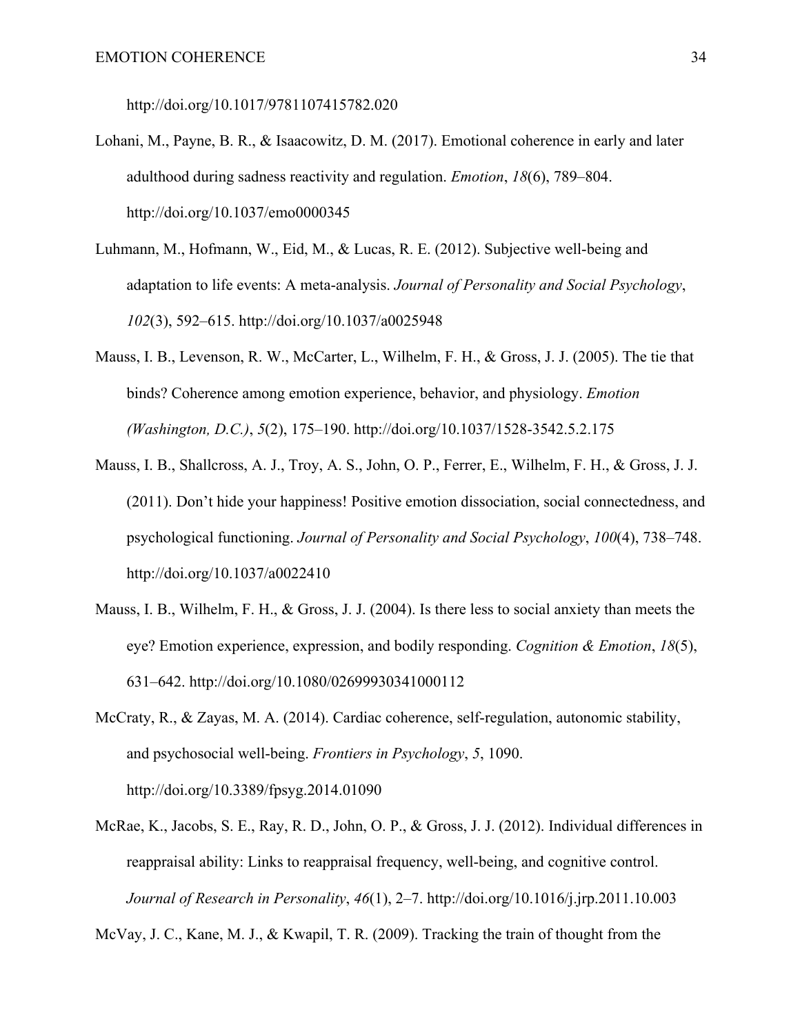http://doi.org/10.1017/9781107415782.020

Lohani, M., Payne, B. R., & Isaacowitz, D. M. (2017). Emotional coherence in early and later adulthood during sadness reactivity and regulation. *Emotion*, *18*(6), 789–804. http://doi.org/10.1037/emo0000345

Luhmann, M., Hofmann, W., Eid, M., & Lucas, R. E. (2012). Subjective well-being and adaptation to life events: A meta-analysis. *Journal of Personality and Social Psychology*, *102*(3), 592–615. http://doi.org/10.1037/a0025948

Mauss, I. B., Levenson, R. W., McCarter, L., Wilhelm, F. H., & Gross, J. J. (2005). The tie that binds? Coherence among emotion experience, behavior, and physiology. *Emotion (Washington, D.C.)*, *5*(2), 175–190. http://doi.org/10.1037/1528-3542.5.2.175

Mauss, I. B., Shallcross, A. J., Troy, A. S., John, O. P., Ferrer, E., Wilhelm, F. H., & Gross, J. J. (2011). Don't hide your happiness! Positive emotion dissociation, social connectedness, and psychological functioning. *Journal of Personality and Social Psychology*, *100*(4), 738–748. http://doi.org/10.1037/a0022410

Mauss, I. B., Wilhelm, F. H., & Gross, J. J. (2004). Is there less to social anxiety than meets the eye? Emotion experience, expression, and bodily responding. *Cognition & Emotion*, *18*(5), 631–642. http://doi.org/10.1080/02699930341000112

McCraty, R., & Zayas, M. A. (2014). Cardiac coherence, self-regulation, autonomic stability, and psychosocial well-being. *Frontiers in Psychology*, *5*, 1090. http://doi.org/10.3389/fpsyg.2014.01090

McRae, K., Jacobs, S. E., Ray, R. D., John, O. P., & Gross, J. J. (2012). Individual differences in reappraisal ability: Links to reappraisal frequency, well-being, and cognitive control. *Journal of Research in Personality*, *46*(1), 2–7. http://doi.org/10.1016/j.jrp.2011.10.003

McVay, J. C., Kane, M. J., & Kwapil, T. R. (2009). Tracking the train of thought from the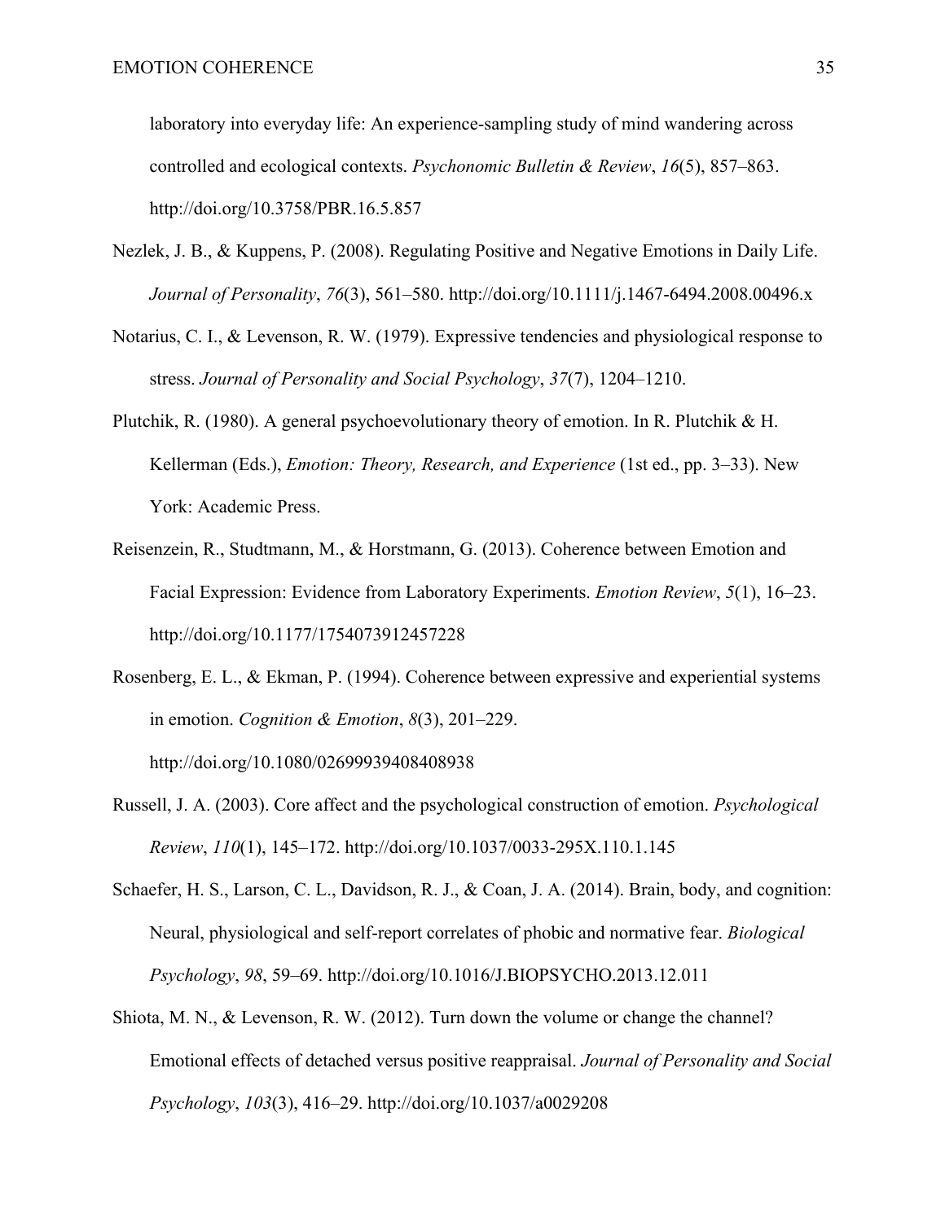laboratory into everyday life: An experience-sampling study of mind wandering across controlled and ecological contexts. *Psychonomic Bulletin & Review*, *16*(5), 857–863. http://doi.org/10.3758/PBR.16.5.857

Nezlek, J. B., & Kuppens, P. (2008). Regulating Positive and Negative Emotions in Daily Life. *Journal of Personality*, *76*(3), 561–580. http://doi.org/10.1111/j.1467-6494.2008.00496.x

Notarius, C. I., & Levenson, R. W. (1979). Expressive tendencies and physiological response to stress. *Journal of Personality and Social Psychology*, *37*(7), 1204–1210.

Plutchik, R. (1980). A general psychoevolutionary theory of emotion. In R. Plutchik & H. Kellerman (Eds.), *Emotion: Theory, Research, and Experience* (1st ed., pp. 3–33). New York: Academic Press.

Reisenzein, R., Studtmann, M., & Horstmann, G. (2013). Coherence between Emotion and Facial Expression: Evidence from Laboratory Experiments. *Emotion Review*, *5*(1), 16–23. http://doi.org/10.1177/1754073912457228

Rosenberg, E. L., & Ekman, P. (1994). Coherence between expressive and experiential systems in emotion. *Cognition & Emotion*, *8*(3), 201–229. http://doi.org/10.1080/02699939408408938

Russell, J. A. (2003). Core affect and the psychological construction of emotion. *Psychological Review*, *110*(1), 145–172. http://doi.org/10.1037/0033-295X.110.1.145

Schaefer, H. S., Larson, C. L., Davidson, R. J., & Coan, J. A. (2014). Brain, body, and cognition: Neural, physiological and self-report correlates of phobic and normative fear. *Biological Psychology*, *98*, 59–69. http://doi.org/10.1016/J.BIOPSYCHO.2013.12.011

Shiota, M. N., & Levenson, R. W. (2012). Turn down the volume or change the channel? Emotional effects of detached versus positive reappraisal. *Journal of Personality and Social Psychology*, *103*(3), 416–29. http://doi.org/10.1037/a0029208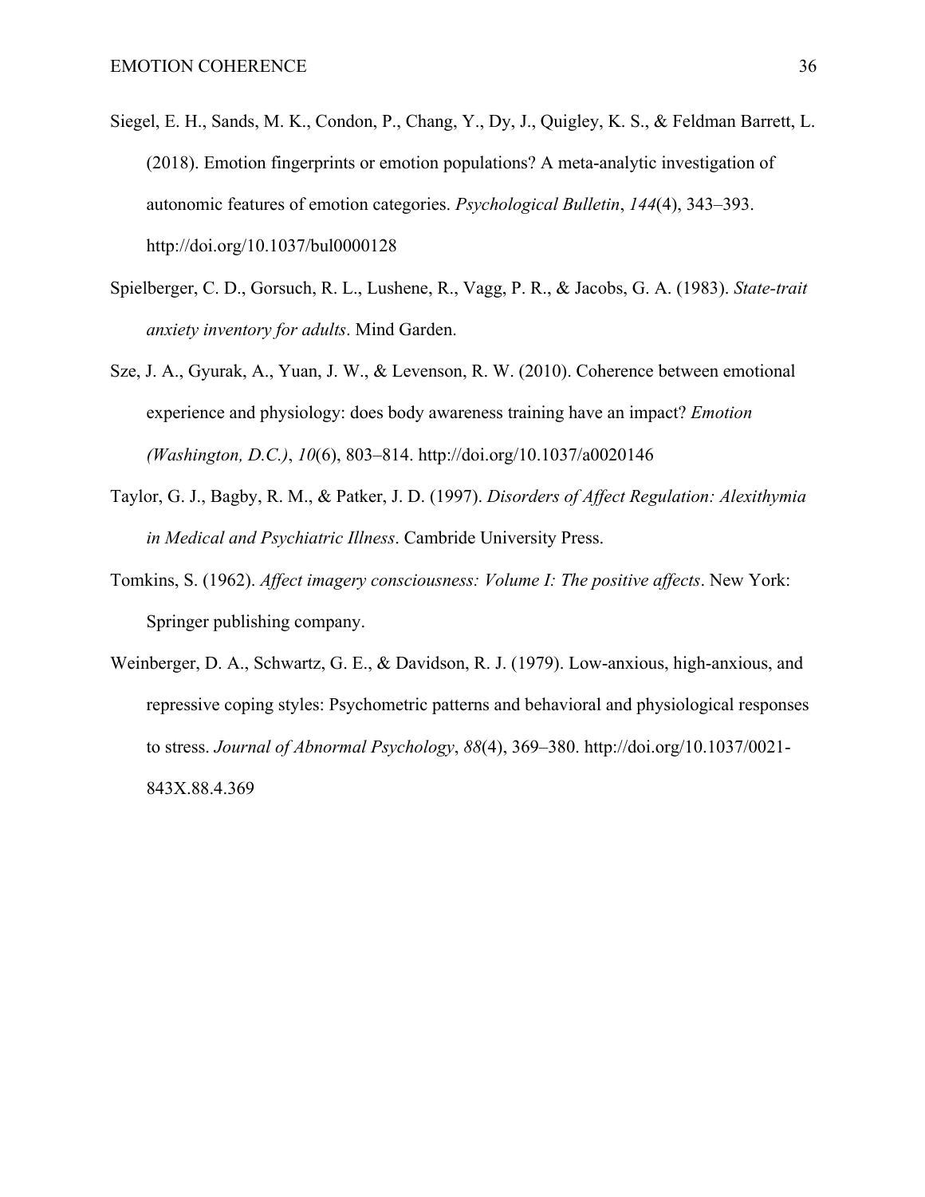Siegel, E. H., Sands, M. K., Condon, P., Chang, Y., Dy, J., Quigley, K. S., & Feldman Barrett, L. (2018). Emotion fingerprints or emotion populations? A meta-analytic investigation of autonomic features of emotion categories. *Psychological Bulletin*, *144*(4), 343–393. http://doi.org/10.1037/bul0000128

Spielberger, C. D., Gorsuch, R. L., Lushene, R., Vagg, P. R., & Jacobs, G. A. (1983). *State-trait anxiety inventory for adults*. Mind Garden.

Sze, J. A., Gyurak, A., Yuan, J. W., & Levenson, R. W. (2010). Coherence between emotional experience and physiology: does body awareness training have an impact? *Emotion (Washington, D.C.)*, *10*(6), 803–814. http://doi.org/10.1037/a0020146

Taylor, G. J., Bagby, R. M., & Patker, J. D. (1997). *Disorders of Affect Regulation: Alexithymia in Medical and Psychiatric Illness*. Cambride University Press.

Tomkins, S. (1962). *Affect imagery consciousness: Volume I: The positive affects*. New York: Springer publishing company.

Weinberger, D. A., Schwartz, G. E., & Davidson, R. J. (1979). Low-anxious, high-anxious, and repressive coping styles: Psychometric patterns and behavioral and physiological responses to stress. *Journal of Abnormal Psychology*, *88*(4), 369–380. http://doi.org/10.1037/0021-843X.88.4.369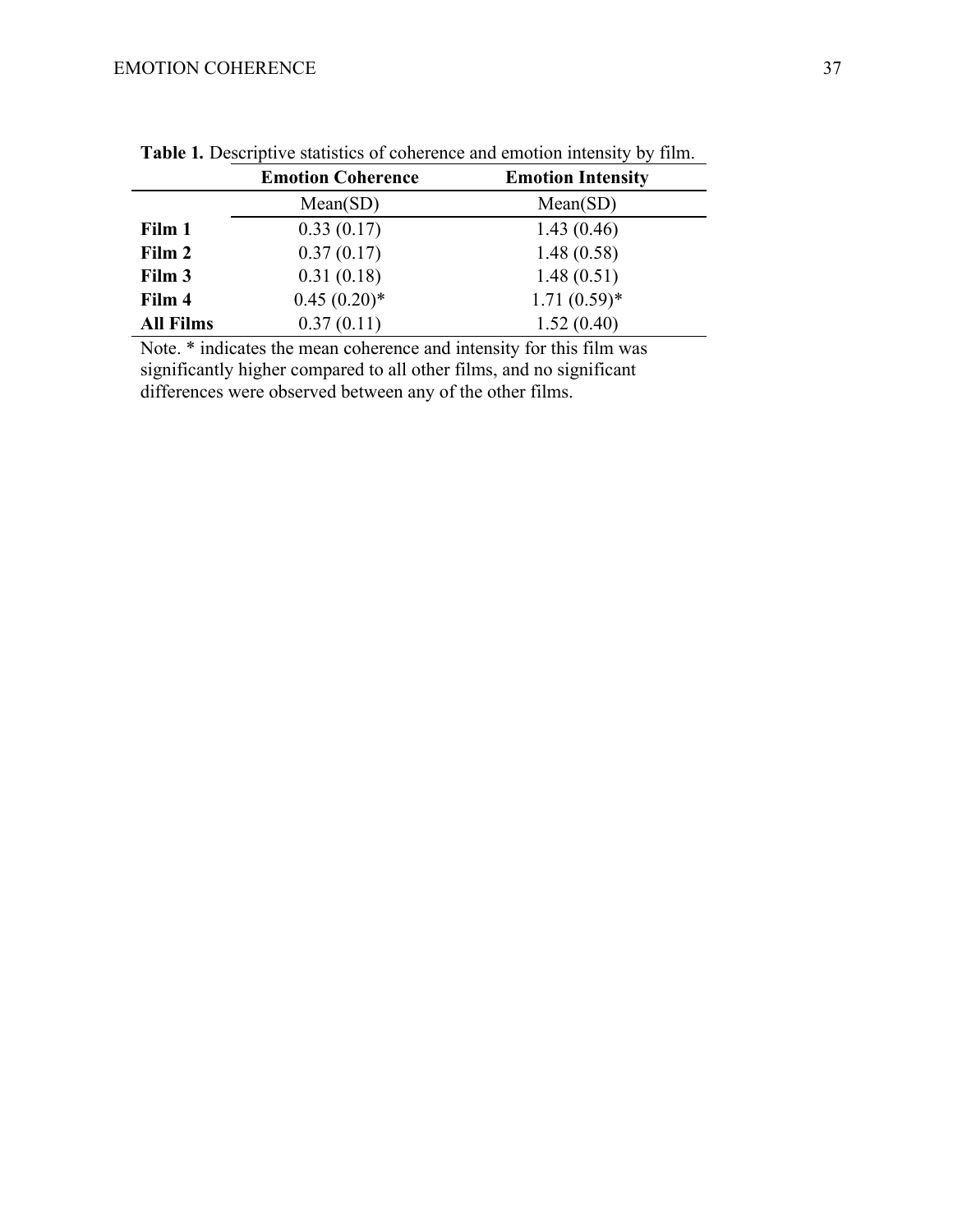**Table 1.** Descriptive statistics of coherence and emotion intensity by film.

| | **Emotion Coherence** | **Emotion Intensity** |
|---|---|---|
| | Mean(SD) | Mean(SD) |
| **Film 1** | 0.33 (0.17) | 1.43 (0.46) |
| **Film 2** | 0.37 (0.17) | 1.48 (0.58) |
| **Film 3** | 0.31 (0.18) | 1.48 (0.51) |
| **Film 4** | 0.45 (0.20)* | 1.71 (0.59)* |
| **All Films** | 0.37 (0.11) | 1.52 (0.40) |

Note. * indicates the mean coherence and intensity for this film was significantly higher compared to all other films, and no significant differences were observed between any of the other films.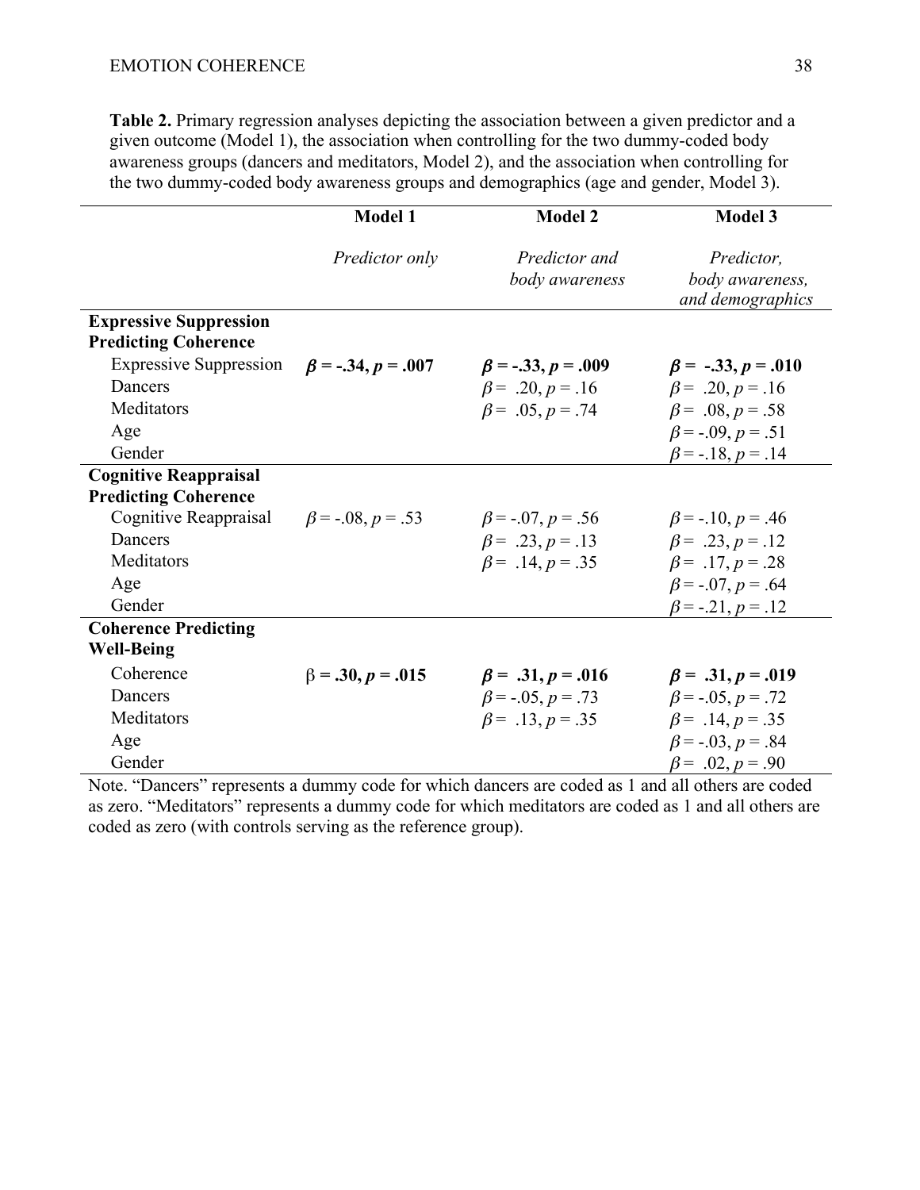**Table 2.** Primary regression analyses depicting the association between a given predictor and a given outcome (Model 1), the association when controlling for the two dummy-coded body awareness groups (dancers and meditators, Model 2), and the association when controlling for the two dummy-coded body awareness groups and demographics (age and gender, Model 3).

| | **Model 1** | **Model 2** | **Model 3** |
|---|---|---|---|
| | *Predictor only* | *Predictor and body awareness* | *Predictor, body awareness, and demographics* |
| **Expressive Suppression Predicting Coherence** | | | |
| Expressive Suppression | **$\beta = -.34$, $p = .007$** | **$\beta = -.33$, $p = .009$** | **$\beta = -.33$, $p = .010$** |
| Dancers | | $\beta = .20$, $p = .16$ | $\beta = .20$, $p = .16$ |
| Meditators | | $\beta = .05$, $p = .74$ | $\beta = .08$, $p = .58$ |
| Age | | | $\beta = -.09$, $p = .51$ |
| Gender | | | $\beta = -.18$, $p = .14$ |
| **Cognitive Reappraisal Predicting Coherence** | | | |
| Cognitive Reappraisal | $\beta = -.08$, $p = .53$ | $\beta = -.07$, $p = .56$ | $\beta = -.10$, $p = .46$ |
| Dancers | | $\beta = .23$, $p = .13$ | $\beta = .23$, $p = .12$ |
| Meditators | | $\beta = .14$, $p = .35$ | $\beta = .17$, $p = .28$ |
| Age | | | $\beta = -.07$, $p = .64$ |
| Gender | | | $\beta = -.21$, $p = .12$ |
| **Coherence Predicting Well-Being** | | | |
| Coherence | **$\beta = .30$, $p = .015$** | **$\beta = .31$, $p = .016$** | **$\beta = .31$, $p = .019$** |
| Dancers | | $\beta = -.05$, $p = .73$ | $\beta = -.05$, $p = .72$ |
| Meditators | | $\beta = .13$, $p = .35$ | $\beta = .14$, $p = .35$ |
| Age | | | $\beta = -.03$, $p = .84$ |
| Gender | | | $\beta = .02$, $p = .90$ |

Note. "Dancers" represents a dummy code for which dancers are coded as 1 and all others are coded as zero. "Meditators" represents a dummy code for which meditators are coded as 1 and all others are coded as zero (with controls serving as the reference group).